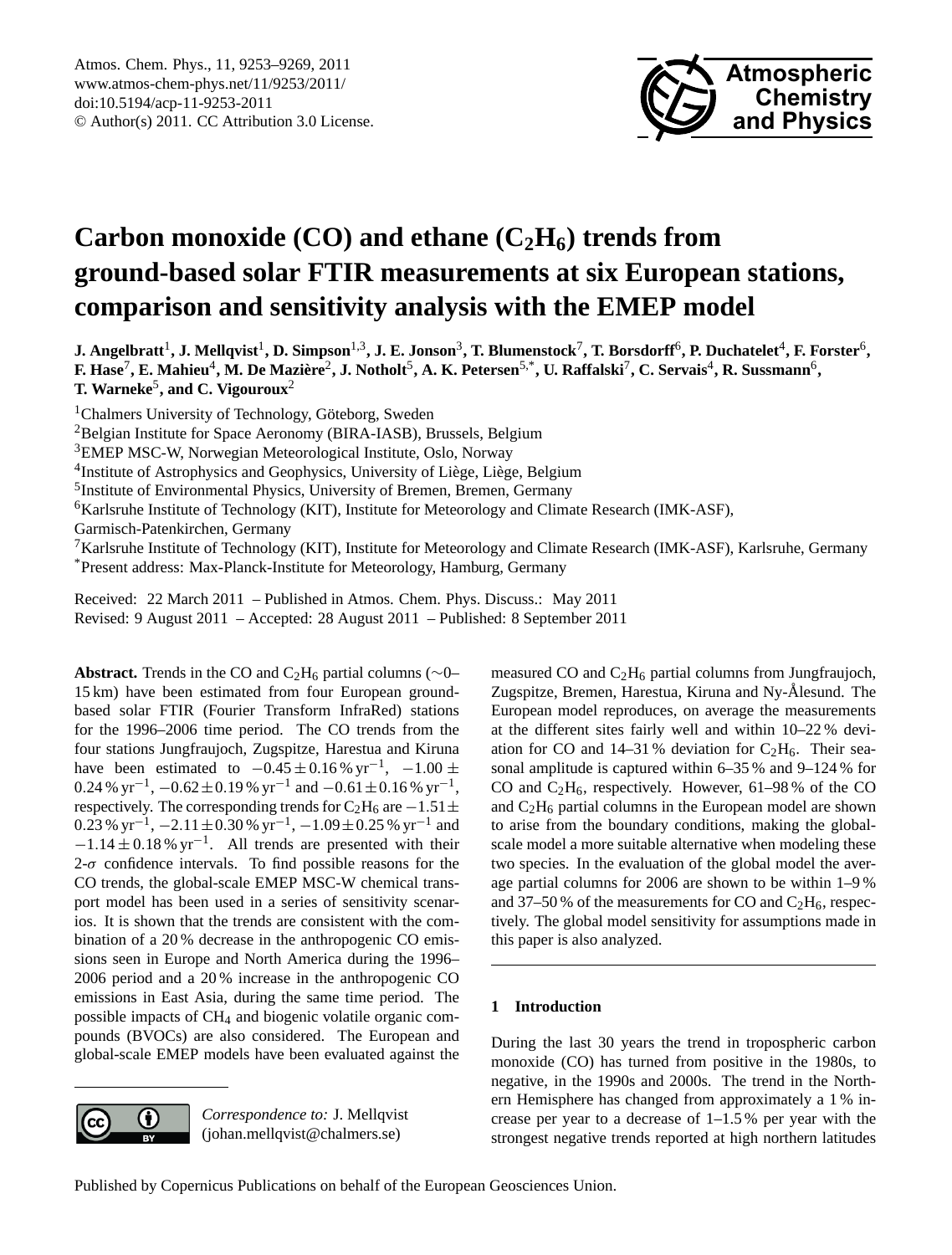# Carbon monoxide (CO) and ethane ($C_2H_6$) trends from ground-based solar FTIR measurements at six European stations, comparison and sensitivity analysis with the EMEP model

**J. Angelbratt[1], J. Mellqvist[1], D. Simpson[1,3], J. E. Jonson[3], T. Blumenstock[7], T. Borsdorff[6], P. Duchatelet[4], F. Forster[6], F. Hase[7], E. Mahieu[4], M. De Mazière[2], J. Notholt[5], A. K. Petersen[5,*], U. Raffalski[7], C. Servais[4], R. Sussmann[6], T. Warneke[5], and C. Vigouroux[2]**

[1]Chalmers University of Technology, Göteborg, Sweden
[2]Belgian Institute for Space Aeronomy (BIRA-IASB), Brussels, Belgium
[3]EMEP MSC-W, Norwegian Meteorological Institute, Oslo, Norway
[4]Institute of Astrophysics and Geophysics, University of Liège, Liège, Belgium
[5]Institute of Environmental Physics, University of Bremen, Bremen, Germany
[6]Karlsruhe Institute of Technology (KIT), Institute for Meteorology and Climate Research (IMK-ASF), Garmisch-Patenkirchen, Germany
[7]Karlsruhe Institute of Technology (KIT), Institute for Meteorology and Climate Research (IMK-ASF), Karlsruhe, Germany
[*]Present address: Max-Planck-Institute for Meteorology, Hamburg, Germany

Received: 22 March 2011 – Published in Atmos. Chem. Phys. Discuss.: May 2011
Revised: 9 August 2011 – Accepted: 28 August 2011 – Published: 8 September 2011

**Abstract.** Trends in the CO and $C_2H_6$ partial columns (~0–15 km) have been estimated from four European ground-based solar FTIR (Fourier Transform InfraRed) stations for the 1996–2006 time period. The CO trends from the four stations Jungfraujoch, Zugspitze, Harestua and Kiruna have been estimated to $-0.45 \pm 0.16\,\%\,\mathrm{yr}^{-1}$, $-1.00 \pm 0.24\,\%\,\mathrm{yr}^{-1}$, $-0.62 \pm 0.19\,\%\,\mathrm{yr}^{-1}$ and $-0.61 \pm 0.16\,\%\,\mathrm{yr}^{-1}$, respectively. The corresponding trends for $C_2H_6$ are $-1.51 \pm 0.23\,\%\,\mathrm{yr}^{-1}$, $-2.11 \pm 0.30\,\%\,\mathrm{yr}^{-1}$, $-1.09 \pm 0.25\,\%\,\mathrm{yr}^{-1}$ and $-1.14 \pm 0.18\,\%\,\mathrm{yr}^{-1}$. All trends are presented with their 2-$\sigma$ confidence intervals. To find possible reasons for the CO trends, the global-scale EMEP MSC-W chemical transport model has been used in a series of sensitivity scenarios. It is shown that the trends are consistent with the combination of a 20 % decrease in the anthropogenic CO emissions seen in Europe and North America during the 1996–2006 period and a 20 % increase in the anthropogenic CO emissions in East Asia, during the same time period. The possible impacts of $CH_4$ and biogenic volatile organic compounds (BVOCs) are also considered. The European and global-scale EMEP models have been evaluated against the measured CO and $C_2H_6$ partial columns from Jungfraujoch, Zugspitze, Bremen, Harestua, Kiruna and Ny-Ålesund. The European model reproduces, on average the measurements at the different sites fairly well and within 10–22 % deviation for CO and 14–31 % deviation for $C_2H_6$. Their seasonal amplitude is captured within 6–35 % and 9–124 % for CO and $C_2H_6$, respectively. However, 61–98 % of the CO and $C_2H_6$ partial columns in the European model are shown to arise from the boundary conditions, making the global-scale model a more suitable alternative when modeling these two species. In the evaluation of the global model the average partial columns for 2006 are shown to be within 1–9 % and 37–50 % of the measurements for CO and $C_2H_6$, respectively. The global model sensitivity for assumptions made in this paper is also analyzed.

*Correspondence to:* J. Mellqvist (johan.mellqvist@chalmers.se)

## 1 Introduction

During the last 30 years the trend in tropospheric carbon monoxide (CO) has turned from positive in the 1980s, to negative, in the 1990s and 2000s. The trend in the Northern Hemisphere has changed from approximately a 1 % increase per year to a decrease of 1–1.5 % per year with the strongest negative trends reported at high northern latitudes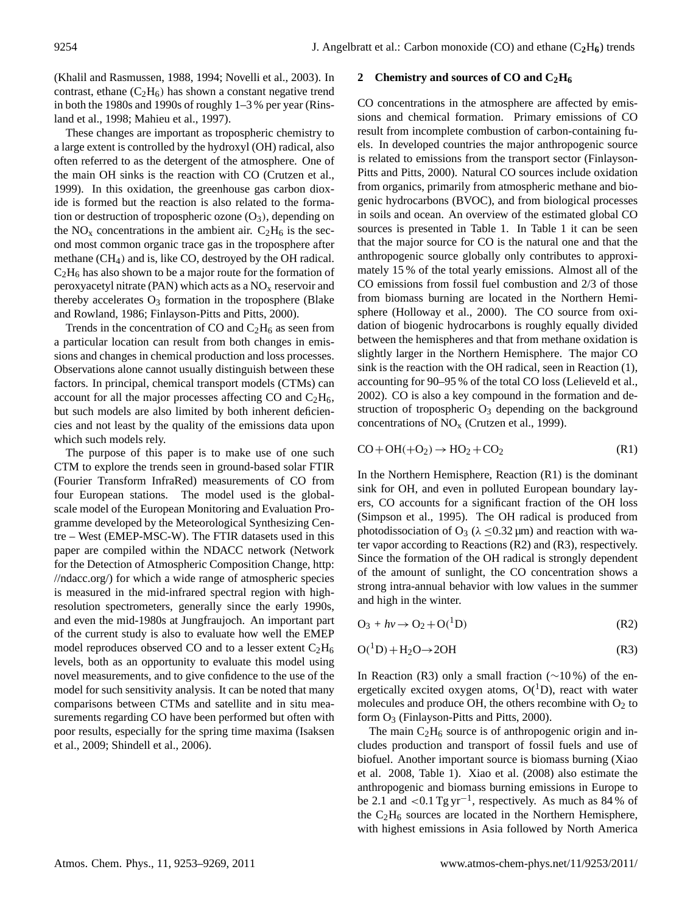(Khalil and Rasmussen, 1988, 1994; Novelli et al., 2003). In contrast, ethane ($C_2H_6$) has shown a constant negative trend in both the 1980s and 1990s of roughly 1–3 % per year (Rinsland et al., 1998; Mahieu et al., 1997).

These changes are important as tropospheric chemistry to a large extent is controlled by the hydroxyl (OH) radical, also often referred to as the detergent of the atmosphere. One of the main OH sinks is the reaction with CO (Crutzen et al., 1999). In this oxidation, the greenhouse gas carbon dioxide is formed but the reaction is also related to the formation or destruction of tropospheric ozone ($O_3$), depending on the $NO_x$ concentrations in the ambient air. $C_2H_6$ is the second most common organic trace gas in the troposphere after methane ($CH_4$) and is, like CO, destroyed by the OH radical. $C_2H_6$ has also shown to be a major route for the formation of peroxyacetyl nitrate (PAN) which acts as a $NO_x$ reservoir and thereby accelerates $O_3$ formation in the troposphere (Blake and Rowland, 1986; Finlayson-Pitts and Pitts, 2000).

Trends in the concentration of CO and $C_2H_6$ as seen from a particular location can result from both changes in emissions and changes in chemical production and loss processes. Observations alone cannot usually distinguish between these factors. In principal, chemical transport models (CTMs) can account for all the major processes affecting CO and $C_2H_6$, but such models are also limited by both inherent deficiencies and not least by the quality of the emissions data upon which such models rely.

The purpose of this paper is to make use of one such CTM to explore the trends seen in ground-based solar FTIR (Fourier Transform InfraRed) measurements of CO from four European stations. The model used is the global-scale model of the European Monitoring and Evaluation Programme developed by the Meteorological Synthesizing Centre – West (EMEP-MSC-W). The FTIR datasets used in this paper are compiled within the NDACC network (Network for the Detection of Atmospheric Composition Change, http://ndacc.org/) for which a wide range of atmospheric species is measured in the mid-infrared spectral region with high-resolution spectrometers, generally since the early 1990s, and even the mid-1980s at Jungfraujoch. An important part of the current study is also to evaluate how well the EMEP model reproduces observed CO and to a lesser extent $C_2H_6$ levels, both as an opportunity to evaluate this model using novel measurements, and to give confidence to the use of the model for such sensitivity analysis. It can be noted that many comparisons between CTMs and satellite and in situ measurements regarding CO have been performed but often with poor results, especially for the spring time maxima (Isaksen et al., 2009; Shindell et al., 2006).

## 2 Chemistry and sources of CO and $C_2H_6$

CO concentrations in the atmosphere are affected by emissions and chemical formation. Primary emissions of CO result from incomplete combustion of carbon-containing fuels. In developed countries the major anthropogenic source is related to emissions from the transport sector (Finlayson-Pitts and Pitts, 2000). Natural CO sources include oxidation from organics, primarily from atmospheric methane and biogenic hydrocarbons (BVOC), and from biological processes in soils and ocean. An overview of the estimated global CO sources is presented in Table 1. In Table 1 it can be seen that the major source for CO is the natural one and that the anthropogenic source globally only contributes to approximately 15 % of the total yearly emissions. Almost all of the CO emissions from fossil fuel combustion and 2/3 of those from biomass burning are located in the Northern Hemisphere (Holloway et al., 2000). The CO source from oxidation of biogenic hydrocarbons is roughly equally divided between the hemispheres and that from methane oxidation is slightly larger in the Northern Hemisphere. The major CO sink is the reaction with the OH radical, seen in Reaction (1), accounting for 90–95 % of the total CO loss (Lelieveld et al., 2002). CO is also a key compound in the formation and destruction of tropospheric $O_3$ depending on the background concentrations of $NO_x$ (Crutzen et al., 1999).

$$CO + OH(+O_2) \rightarrow HO_2 + CO_2 \quad \text{(R1)}$$

In the Northern Hemisphere, Reaction (R1) is the dominant sink for OH, and even in polluted European boundary layers, CO accounts for a significant fraction of the OH loss (Simpson et al., 1995). The OH radical is produced from photodissociation of $O_3$ ($\lambda \leq 0.32\,\mu$m) and reaction with water vapor according to Reactions (R2) and (R3), respectively. Since the formation of the OH radical is strongly dependent of the amount of sunlight, the CO concentration shows a strong intra-annual behavior with low values in the summer and high in the winter.

$$O_3 + h\nu \rightarrow O_2 + O(^1D) \quad \text{(R2)}$$

$$O(^1D) + H_2O \rightarrow 2OH \quad \text{(R3)}$$

In Reaction (R3) only a small fraction ($\sim$10 %) of the energetically excited oxygen atoms, $O(^1D)$, react with water molecules and produce OH, the others recombine with $O_2$ to form $O_3$ (Finlayson-Pitts and Pitts, 2000).

The main $C_2H_6$ source is of anthropogenic origin and includes production and transport of fossil fuels and use of biofuel. Another important source is biomass burning (Xiao et al. 2008, Table 1). Xiao et al. (2008) also estimate the anthropogenic and biomass burning emissions in Europe to be 2.1 and $<0.1$ Tg yr$^{-1}$, respectively. As much as 84 % of the $C_2H_6$ sources are located in the Northern Hemisphere, with highest emissions in Asia followed by North America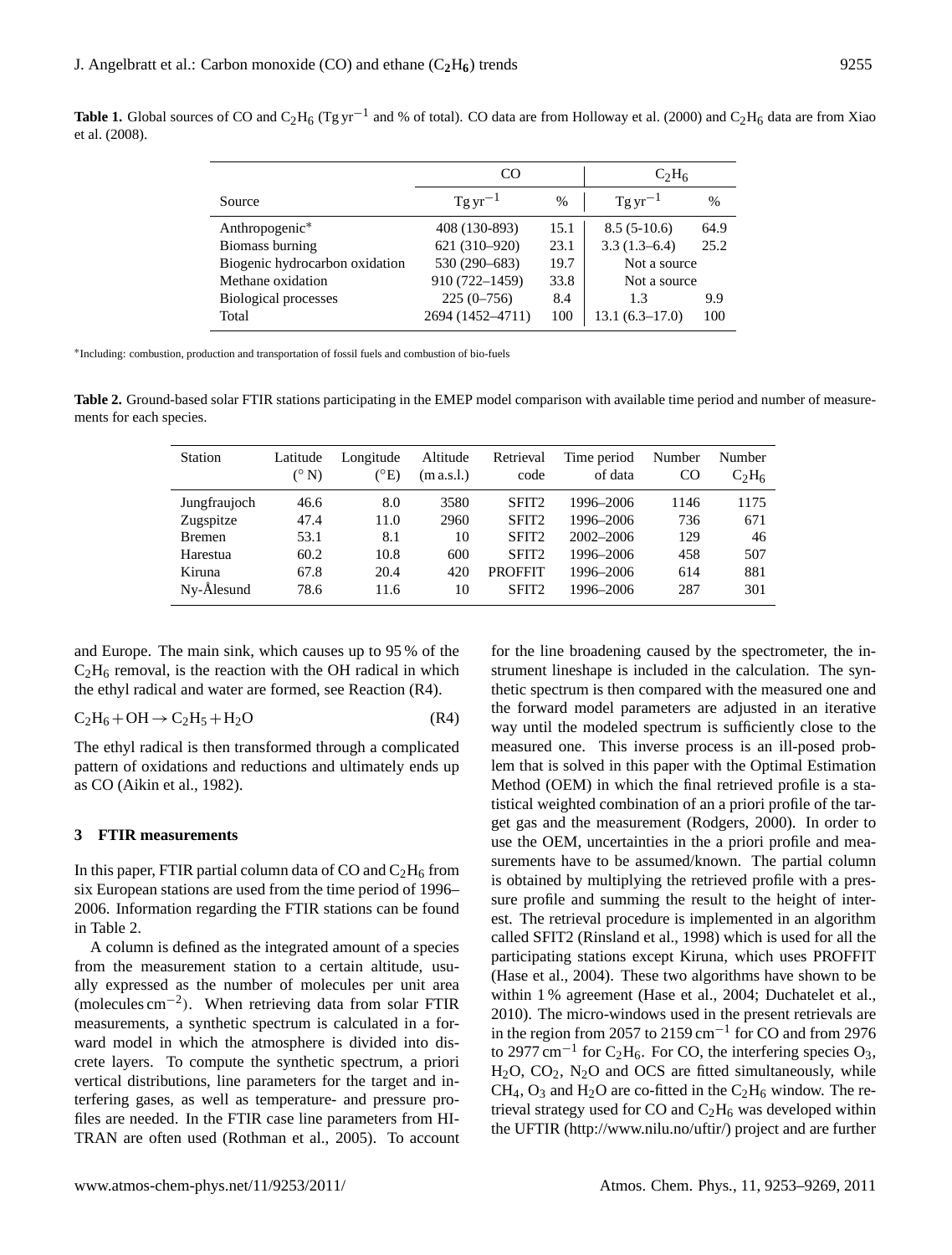**Table 1.** Global sources of CO and $C_2H_6$ ($Tg\,yr^{-1}$ and % of total). CO data are from Holloway et al. (2000) and $C_2H_6$ data are from Xiao et al. (2008).

| | CO | | $C_2H_6$ | |
|---|---|---|---|---|
| Source | $Tg\,yr^{-1}$ | % | $Tg\,yr^{-1}$ | % |
| Anthropogenic* | 408 (130-893) | 15.1 | 8.5 (5-10.6) | 64.9 |
| Biomass burning | 621 (310–920) | 23.1 | 3.3 (1.3–6.4) | 25.2 |
| Biogenic hydrocarbon oxidation | 530 (290–683) | 19.7 | Not a source | |
| Methane oxidation | 910 (722–1459) | 33.8 | Not a source | |
| Biological processes | 225 (0–756) | 8.4 | 1.3 | 9.9 |
| Total | 2694 (1452–4711) | 100 | 13.1 (6.3–17.0) | 100 |

*Including: combustion, production and transportation of fossil fuels and combustion of bio-fuels

**Table 2.** Ground-based solar FTIR stations participating in the EMEP model comparison with available time period and number of measurements for each species.

| Station | Latitude (° N) | Longitude (°E) | Altitude (m a.s.l.) | Retrieval code | Time period of data | Number CO | Number $C_2H_6$ |
|---|---|---|---|---|---|---|---|
| Jungfraujoch | 46.6 | 8.0 | 3580 | SFIT2 | 1996–2006 | 1146 | 1175 |
| Zugspitze | 47.4 | 11.0 | 2960 | SFIT2 | 1996–2006 | 736 | 671 |
| Bremen | 53.1 | 8.1 | 10 | SFIT2 | 2002–2006 | 129 | 46 |
| Harestua | 60.2 | 10.8 | 600 | SFIT2 | 1996–2006 | 458 | 507 |
| Kiruna | 67.8 | 20.4 | 420 | PROFFIT | 1996–2006 | 614 | 881 |
| Ny-Ålesund | 78.6 | 11.6 | 10 | SFIT2 | 1996–2006 | 287 | 301 |

and Europe. The main sink, which causes up to 95 % of the $C_2H_6$ removal, is the reaction with the OH radical in which the ethyl radical and water are formed, see Reaction (R4).

$$C_2H_6 + OH \rightarrow C_2H_5 + H_2O \qquad \text{(R4)}$$

The ethyl radical is then transformed through a complicated pattern of oxidations and reductions and ultimately ends up as CO (Aikin et al., 1982).

## 3 FTIR measurements

In this paper, FTIR partial column data of CO and $C_2H_6$ from six European stations are used from the time period of 1996–2006. Information regarding the FTIR stations can be found in Table 2.

A column is defined as the integrated amount of a species from the measurement station to a certain altitude, usually expressed as the number of molecules per unit area (molecules $cm^{-2}$). When retrieving data from solar FTIR measurements, a synthetic spectrum is calculated in a forward model in which the atmosphere is divided into discrete layers. To compute the synthetic spectrum, a priori vertical distributions, line parameters for the target and interfering gases, as well as temperature- and pressure profiles are needed. In the FTIR case line parameters from HITRAN are often used (Rothman et al., 2005). To account for the line broadening caused by the spectrometer, the instrument lineshape is included in the calculation. The synthetic spectrum is then compared with the measured one and the forward model parameters are adjusted in an iterative way until the modeled spectrum is sufficiently close to the measured one. This inverse process is an ill-posed problem that is solved in this paper with the Optimal Estimation Method (OEM) in which the final retrieved profile is a statistical weighted combination of an a priori profile of the target gas and the measurement (Rodgers, 2000). In order to use the OEM, uncertainties in the a priori profile and measurements have to be assumed/known. The partial column is obtained by multiplying the retrieved profile with a pressure profile and summing the result to the height of interest. The retrieval procedure is implemented in an algorithm called SFIT2 (Rinsland et al., 1998) which is used for all the participating stations except Kiruna, which uses PROFFIT (Hase et al., 2004). These two algorithms have shown to be within 1 % agreement (Hase et al., 2004; Duchatelet et al., 2010). The micro-windows used in the present retrievals are in the region from 2057 to 2159 $cm^{-1}$ for CO and from 2976 to 2977 $cm^{-1}$ for $C_2H_6$. For CO, the interfering species $O_3$, $H_2O$, $CO_2$, $N_2O$ and OCS are fitted simultaneously, while $CH_4$, $O_3$ and $H_2O$ are co-fitted in the $C_2H_6$ window. The retrieval strategy used for CO and $C_2H_6$ was developed within the UFTIR (http://www.nilu.no/uftir/) project and are further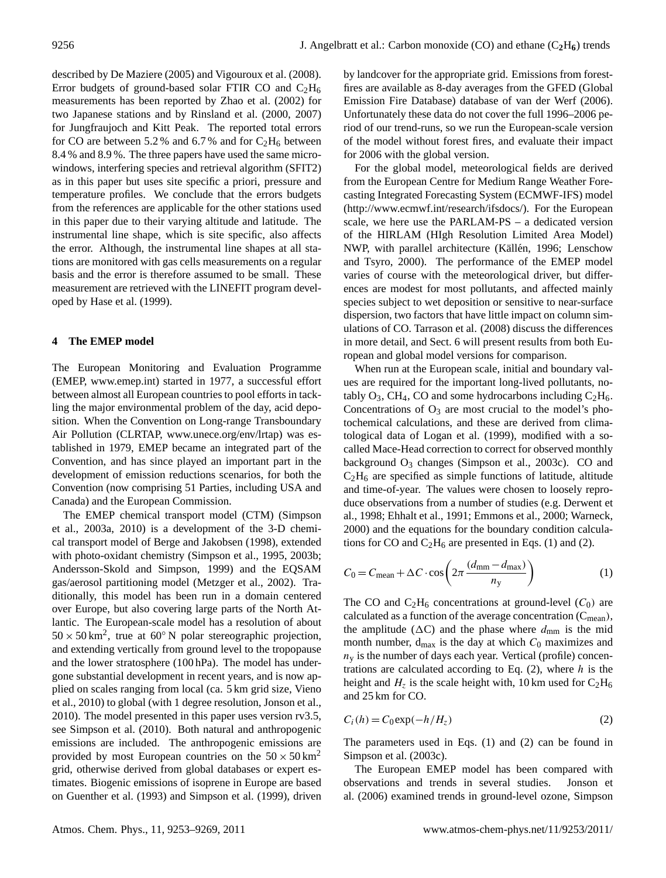described by De Maziere (2005) and Vigouroux et al. (2008). Error budgets of ground-based solar FTIR CO and $C_2H_6$ measurements has been reported by Zhao et al. (2002) for two Japanese stations and by Rinsland et al. (2000, 2007) for Jungfraujoch and Kitt Peak. The reported total errors for CO are between 5.2 % and 6.7 % and for $C_2H_6$ between 8.4 % and 8.9 %. The three papers have used the same micro-windows, interfering species and retrieval algorithm (SFIT2) as in this paper but uses site specific a priori, pressure and temperature profiles. We conclude that the errors budgets from the references are applicable for the other stations used in this paper due to their varying altitude and latitude. The instrumental line shape, which is site specific, also affects the error. Although, the instrumental line shapes at all stations are monitored with gas cells measurements on a regular basis and the error is therefore assumed to be small. These measurement are retrieved with the LINEFIT program developed by Hase et al. (1999).

## 4 The EMEP model

The European Monitoring and Evaluation Programme (EMEP, www.emep.int) started in 1977, a successful effort between almost all European countries to pool efforts in tackling the major environmental problem of the day, acid deposition. When the Convention on Long-range Transboundary Air Pollution (CLRTAP, www.unece.org/env/lrtap) was established in 1979, EMEP became an integrated part of the Convention, and has since played an important part in the development of emission reductions scenarios, for both the Convention (now comprising 51 Parties, including USA and Canada) and the European Commission.

The EMEP chemical transport model (CTM) (Simpson et al., 2003a, 2010) is a development of the 3-D chemical transport model of Berge and Jakobsen (1998), extended with photo-oxidant chemistry (Simpson et al., 1995, 2003b; Andersson-Skold and Simpson, 1999) and the EQSAM gas/aerosol partitioning model (Metzger et al., 2002). Traditionally, this model has been run in a domain centered over Europe, but also covering large parts of the North Atlantic. The European-scale model has a resolution of about $50 \times 50\,\mathrm{km}^2$, true at $60^\circ$ N polar stereographic projection, and extending vertically from ground level to the tropopause and the lower stratosphere (100 hPa). The model has undergone substantial development in recent years, and is now applied on scales ranging from local (ca. 5 km grid size, Vieno et al., 2010) to global (with 1 degree resolution, Jonson et al., 2010). The model presented in this paper uses version rv3.5, see Simpson et al. (2010). Both natural and anthropogenic emissions are included. The anthropogenic emissions are provided by most European countries on the $50 \times 50\,\mathrm{km}^2$ grid, otherwise derived from global databases or expert estimates. Biogenic emissions of isoprene in Europe are based on Guenther et al. (1993) and Simpson et al. (1999), driven by landcover for the appropriate grid. Emissions from forest-fires are available as 8-day averages from the GFED (Global Emission Fire Database) database of van der Werf (2006). Unfortunately these data do not cover the full 1996–2006 period of our trend-runs, so we run the European-scale version of the model without forest fires, and evaluate their impact for 2006 with the global version.

For the global model, meteorological fields are derived from the European Centre for Medium Range Weather Forecasting Integrated Forecasting System (ECMWF-IFS) model (http://www.ecmwf.int/research/ifsdocs/). For the European scale, we here use the PARLAM-PS – a dedicated version of the HIRLAM (HIgh Resolution Limited Area Model) NWP, with parallel architecture (Källén, 1996; Lenschow and Tsyro, 2000). The performance of the EMEP model varies of course with the meteorological driver, but differences are modest for most pollutants, and affected mainly species subject to wet deposition or sensitive to near-surface dispersion, two factors that have little impact on column simulations of CO. Tarrason et al. (2008) discuss the differences in more detail, and Sect. 6 will present results from both European and global model versions for comparison.

When run at the European scale, initial and boundary values are required for the important long-lived pollutants, notably $O_3$, $CH_4$, CO and some hydrocarbons including $C_2H_6$. Concentrations of $O_3$ are most crucial to the model's photochemical calculations, and these are derived from climatological data of Logan et al. (1999), modified with a so-called Mace-Head correction to correct for observed monthly background $O_3$ changes (Simpson et al., 2003c). CO and $C_2H_6$ are specified as simple functions of latitude, altitude and time-of-year. The values were chosen to loosely reproduce observations from a number of studies (e.g. Derwent et al., 1998; Ehhalt et al., 1991; Emmons et al., 2000; Warneck, 2000) and the equations for the boundary condition calculations for CO and $C_2H_6$ are presented in Eqs. (1) and (2).

$$C_0 = C_{\mathrm{mean}} + \Delta C \cdot \cos\left(2\pi \frac{(d_{\mathrm{mm}} - d_{\mathrm{max}})}{n_{\mathrm{y}}}\right) \tag{1}$$

The CO and $C_2H_6$ concentrations at ground-level ($C_0$) are calculated as a function of the average concentration ($C_{\mathrm{mean}}$), the amplitude ($\Delta$C) and the phase where $d_{\mathrm{mm}}$ is the mid month number, $d_{\mathrm{max}}$ is the day at which $C_0$ maximizes and $n_{\mathrm{y}}$ is the number of days each year. Vertical (profile) concentrations are calculated according to Eq. (2), where $h$ is the height and $H_z$ is the scale height with, 10 km used for $C_2H_6$ and 25 km for CO.

$$C_i(h) = C_0 \exp(-h/H_z) \tag{2}$$

The parameters used in Eqs. (1) and (2) can be found in Simpson et al. (2003c).

The European EMEP model has been compared with observations and trends in several studies. Jonson et al. (2006) examined trends in ground-level ozone, Simpson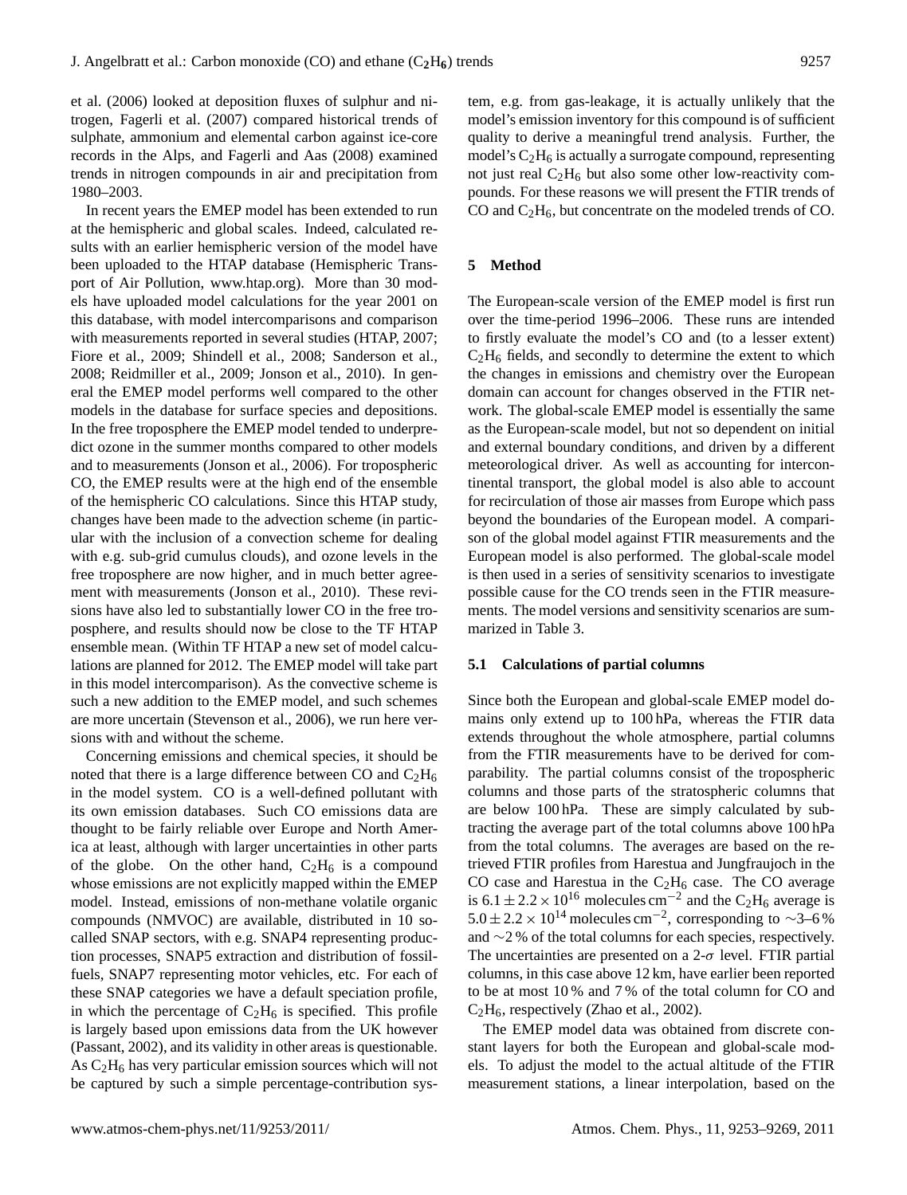et al. (2006) looked at deposition fluxes of sulphur and nitrogen, Fagerli et al. (2007) compared historical trends of sulphate, ammonium and elemental carbon against ice-core records in the Alps, and Fagerli and Aas (2008) examined trends in nitrogen compounds in air and precipitation from 1980–2003.

In recent years the EMEP model has been extended to run at the hemispheric and global scales. Indeed, calculated results with an earlier hemispheric version of the model have been uploaded to the HTAP database (Hemispheric Transport of Air Pollution, www.htap.org). More than 30 models have uploaded model calculations for the year 2001 on this database, with model intercomparisons and comparison with measurements reported in several studies (HTAP, 2007; Fiore et al., 2009; Shindell et al., 2008; Sanderson et al., 2008; Reidmiller et al., 2009; Jonson et al., 2010). In general the EMEP model performs well compared to the other models in the database for surface species and depositions. In the free troposphere the EMEP model tended to underpredict ozone in the summer months compared to other models and to measurements (Jonson et al., 2006). For tropospheric CO, the EMEP results were at the high end of the ensemble of the hemispheric CO calculations. Since this HTAP study, changes have been made to the advection scheme (in particular with the inclusion of a convection scheme for dealing with e.g. sub-grid cumulus clouds), and ozone levels in the free troposphere are now higher, and in much better agreement with measurements (Jonson et al., 2010). These revisions have also led to substantially lower CO in the free troposphere, and results should now be close to the TF HTAP ensemble mean. (Within TF HTAP a new set of model calculations are planned for 2012. The EMEP model will take part in this model intercomparison). As the convective scheme is such a new addition to the EMEP model, and such schemes are more uncertain (Stevenson et al., 2006), we run here versions with and without the scheme.

Concerning emissions and chemical species, it should be noted that there is a large difference between CO and $C_2H_6$ in the model system. CO is a well-defined pollutant with its own emission databases. Such CO emissions data are thought to be fairly reliable over Europe and North America at least, although with larger uncertainties in other parts of the globe. On the other hand, $C_2H_6$ is a compound whose emissions are not explicitly mapped within the EMEP model. Instead, emissions of non-methane volatile organic compounds (NMVOC) are available, distributed in 10 so-called SNAP sectors, with e.g. SNAP4 representing production processes, SNAP5 extraction and distribution of fossil-fuels, SNAP7 representing motor vehicles, etc. For each of these SNAP categories we have a default speciation profile, in which the percentage of $C_2H_6$ is specified. This profile is largely based upon emissions data from the UK however (Passant, 2002), and its validity in other areas is questionable. As $C_2H_6$ has very particular emission sources which will not be captured by such a simple percentage-contribution system, e.g. from gas-leakage, it is actually unlikely that the model's emission inventory for this compound is of sufficient quality to derive a meaningful trend analysis. Further, the model's $C_2H_6$ is actually a surrogate compound, representing not just real $C_2H_6$ but also some other low-reactivity compounds. For these reasons we will present the FTIR trends of CO and $C_2H_6$, but concentrate on the modeled trends of CO.

## 5 Method

The European-scale version of the EMEP model is first run over the time-period 1996–2006. These runs are intended to firstly evaluate the model's CO and (to a lesser extent) $C_2H_6$ fields, and secondly to determine the extent to which the changes in emissions and chemistry over the European domain can account for changes observed in the FTIR network. The global-scale EMEP model is essentially the same as the European-scale model, but not so dependent on initial and external boundary conditions, and driven by a different meteorological driver. As well as accounting for intercontinental transport, the global model is also able to account for recirculation of those air masses from Europe which pass beyond the boundaries of the European model. A comparison of the global model against FTIR measurements and the European model is also performed. The global-scale model is then used in a series of sensitivity scenarios to investigate possible cause for the CO trends seen in the FTIR measurements. The model versions and sensitivity scenarios are summarized in Table 3.

### 5.1 Calculations of partial columns

Since both the European and global-scale EMEP model domains only extend up to 100 hPa, whereas the FTIR data extends throughout the whole atmosphere, partial columns from the FTIR measurements have to be derived for comparability. The partial columns consist of the tropospheric columns and those parts of the stratospheric columns that are below 100 hPa. These are simply calculated by subtracting the average part of the total columns above 100 hPa from the total columns. The averages are based on the retrieved FTIR profiles from Harestua and Jungfraujoch in the CO case and Harestua in the $C_2H_6$ case. The CO average is $6.1 \pm 2.2 \times 10^{16}$ molecules cm$^{-2}$ and the $C_2H_6$ average is $5.0 \pm 2.2 \times 10^{14}$ molecules cm$^{-2}$, corresponding to ∼3–6 % and ∼2 % of the total columns for each species, respectively. The uncertainties are presented on a 2-$\sigma$ level. FTIR partial columns, in this case above 12 km, have earlier been reported to be at most 10 % and 7 % of the total column for CO and $C_2H_6$, respectively (Zhao et al., 2002).

The EMEP model data was obtained from discrete constant layers for both the European and global-scale models. To adjust the model to the actual altitude of the FTIR measurement stations, a linear interpolation, based on the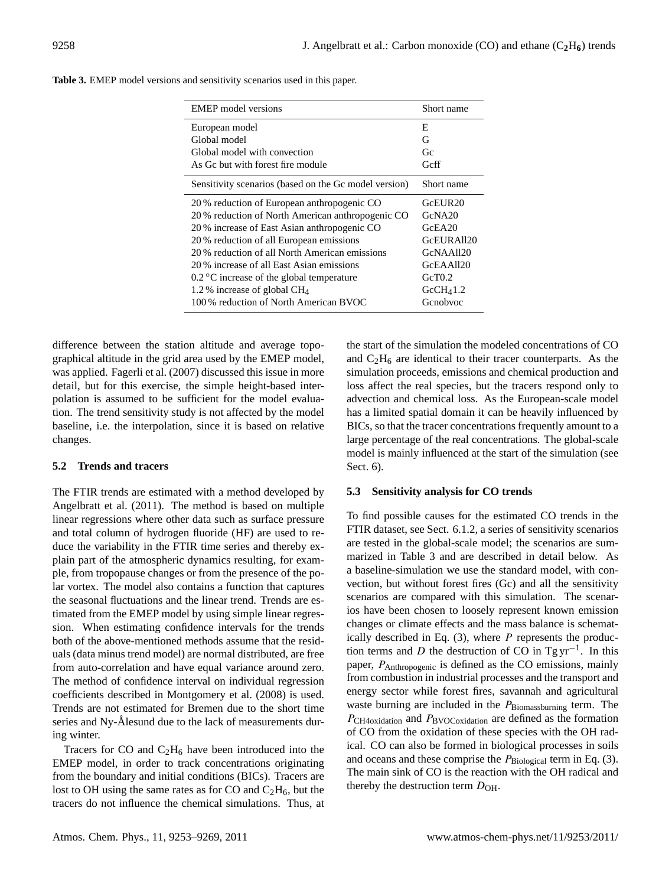**Table 3.** EMEP model versions and sensitivity scenarios used in this paper.

| EMEP model versions | Short name |
|---|---|
| European model | E |
| Global model | G |
| Global model with convection | Gc |
| As Gc but with forest fire module | Gcff |
| **Sensitivity scenarios (based on the Gc model version)** | **Short name** |
| 20 % reduction of European anthropogenic CO | GcEUR20 |
| 20 % reduction of North American anthropogenic CO | GcNA20 |
| 20 % increase of East Asian anthropogenic CO | GcEA20 |
| 20 % reduction of all European emissions | GcEURAll20 |
| 20 % reduction of all North American emissions | GcNAAll20 |
| 20 % increase of all East Asian emissions | GcEAAll20 |
| 0.2 °C increase of the global temperature | GcT0.2 |
| 1.2 % increase of global $CH_4$ | Gc$CH_4$1.2 |
| 100 % reduction of North American BVOC | Gcnobvoc |

difference between the station altitude and average topographical altitude in the grid area used by the EMEP model, was applied. Fagerli et al. (2007) discussed this issue in more detail, but for this exercise, the simple height-based interpolation is assumed to be sufficient for the model evaluation. The trend sensitivity study is not affected by the model baseline, i.e. the interpolation, since it is based on relative changes.

### 5.2 Trends and tracers

The FTIR trends are estimated with a method developed by Angelbratt et al. (2011). The method is based on multiple linear regressions where other data such as surface pressure and total column of hydrogen fluoride (HF) are used to reduce the variability in the FTIR time series and thereby explain part of the atmospheric dynamics resulting, for example, from tropopause changes or from the presence of the polar vortex. The model also contains a function that captures the seasonal fluctuations and the linear trend. Trends are estimated from the EMEP model by using simple linear regression. When estimating confidence intervals for the trends both of the above-mentioned methods assume that the residuals (data minus trend model) are normal distributed, are free from auto-correlation and have equal variance around zero. The method of confidence interval on individual regression coefficients described in Montgomery et al. (2008) is used. Trends are not estimated for Bremen due to the short time series and Ny-Ålesund due to the lack of measurements during winter.

Tracers for CO and $C_2H_6$ have been introduced into the EMEP model, in order to track concentrations originating from the boundary and initial conditions (BICs). Tracers are lost to OH using the same rates as for CO and $C_2H_6$, but the tracers do not influence the chemical simulations. Thus, at the start of the simulation the modeled concentrations of CO and $C_2H_6$ are identical to their tracer counterparts. As the simulation proceeds, emissions and chemical production and loss affect the real species, but the tracers respond only to advection and chemical loss. As the European-scale model has a limited spatial domain it can be heavily influenced by BICs, so that the tracer concentrations frequently amount to a large percentage of the real concentrations. The global-scale model is mainly influenced at the start of the simulation (see Sect. 6).

### 5.3 Sensitivity analysis for CO trends

To find possible causes for the estimated CO trends in the FTIR dataset, see Sect. 6.1.2, a series of sensitivity scenarios are tested in the global-scale model; the scenarios are summarized in Table 3 and are described in detail below. As a baseline-simulation we use the standard model, with convection, but without forest fires (Gc) and all the sensitivity scenarios are compared with this simulation. The scenarios have been chosen to loosely represent known emission changes or climate effects and the mass balance is schematically described in Eq. (3), where $P$ represents the production terms and $D$ the destruction of CO in $\mathrm{Tg\,yr^{-1}}$. In this paper, $P_{\mathrm{Anthropogenic}}$ is defined as the CO emissions, mainly from combustion in industrial processes and the transport and energy sector while forest fires, savannah and agricultural waste burning are included in the $P_{\mathrm{Biomassburning}}$ term. The $P_{\mathrm{CH4oxidation}}$ and $P_{\mathrm{BVOCoxidation}}$ are defined as the formation of CO from the oxidation of these species with the OH radical. CO can also be formed in biological processes in soils and oceans and these comprise the $P_{\mathrm{Biological}}$ term in Eq. (3). The main sink of CO is the reaction with the OH radical and thereby the destruction term $D_{\mathrm{OH}}$.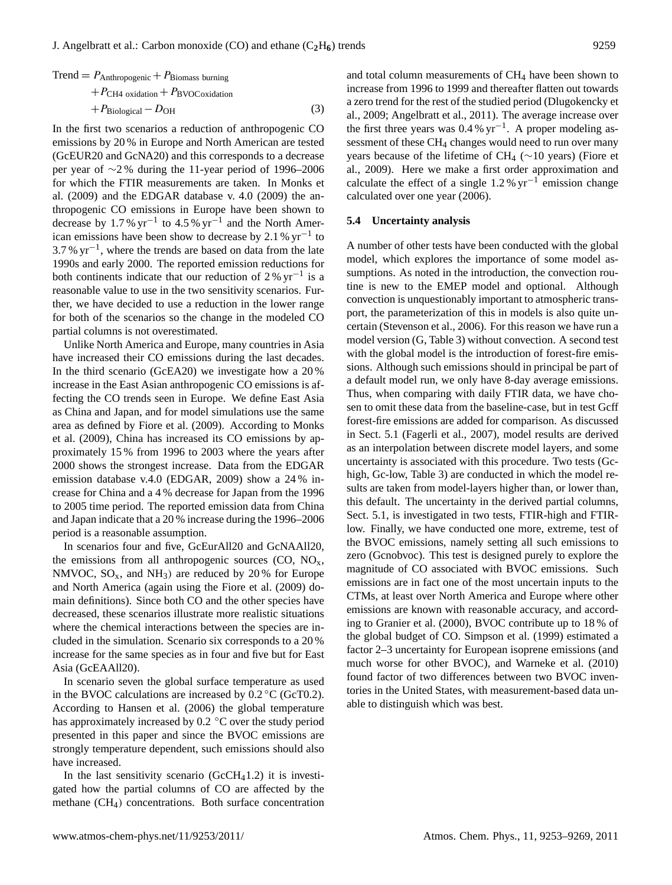$$\begin{aligned}\text{Trend} = & P_{\text{Anthropogenic}} + P_{\text{Biomass burning}} \\ & + P_{\text{CH4 oxidation}} + P_{\text{BVOCoxidation}} \\ & + P_{\text{Biological}} - D_{\text{OH}}\end{aligned} \tag{3}$$

In the first two scenarios a reduction of anthropogenic CO emissions by 20 % in Europe and North American are tested (GcEUR20 and GcNA20) and this corresponds to a decrease per year of ~2 % during the 11-year period of 1996–2006 for which the FTIR measurements are taken. In Monks et al. (2009) and the EDGAR database v. 4.0 (2009) the anthropogenic CO emissions in Europe have been shown to decrease by 1.7 % $\text{yr}^{-1}$ to 4.5 % $\text{yr}^{-1}$ and the North American emissions have been show to decrease by 2.1 % $\text{yr}^{-1}$ to 3.7 % $\text{yr}^{-1}$, where the trends are based on data from the late 1990s and early 2000. The reported emission reductions for both continents indicate that our reduction of 2 % $\text{yr}^{-1}$ is a reasonable value to use in the two sensitivity scenarios. Further, we have decided to use a reduction in the lower range for both of the scenarios so the change in the modeled CO partial columns is not overestimated.

Unlike North America and Europe, many countries in Asia have increased their CO emissions during the last decades. In the third scenario (GcEA20) we investigate how a 20 % increase in the East Asian anthropogenic CO emissions is affecting the CO trends seen in Europe. We define East Asia as China and Japan, and for model simulations use the same area as defined by Fiore et al. (2009). According to Monks et al. (2009), China has increased its CO emissions by approximately 15 % from 1996 to 2003 where the years after 2000 shows the strongest increase. Data from the EDGAR emission database v.4.0 (EDGAR, 2009) show a 24 % increase for China and a 4 % decrease for Japan from the 1996 to 2005 time period. The reported emission data from China and Japan indicate that a 20 % increase during the 1996–2006 period is a reasonable assumption.

In scenarios four and five, GcEurAll20 and GcNAAll20, the emissions from all anthropogenic sources (CO, $NO_x$, NMVOC, $SO_x$, and $NH_3$) are reduced by 20 % for Europe and North America (again using the Fiore et al. (2009) domain definitions). Since both CO and the other species have decreased, these scenarios illustrate more realistic situations where the chemical interactions between the species are included in the simulation. Scenario six corresponds to a 20 % increase for the same species as in four and five but for East Asia (GcEAAll20).

In scenario seven the global surface temperature as used in the BVOC calculations are increased by 0.2 °C (GcT0.2). According to Hansen et al. (2006) the global temperature has approximately increased by 0.2 °C over the study period presented in this paper and since the BVOC emissions are strongly temperature dependent, such emissions should also have increased.

In the last sensitivity scenario (Gc$CH_4$1.2) it is investigated how the partial columns of CO are affected by the methane ($CH_4$) concentrations. Both surface concentration and total column measurements of $CH_4$ have been shown to increase from 1996 to 1999 and thereafter flatten out towards a zero trend for the rest of the studied period (Dlugokencky et al., 2009; Angelbratt et al., 2011). The average increase over the first three years was 0.4 % $\text{yr}^{-1}$. A proper modeling assessment of these $CH_4$ changes would need to run over many years because of the lifetime of $CH_4$ (~10 years) (Fiore et al., 2009). Here we make a first order approximation and calculate the effect of a single 1.2 % $\text{yr}^{-1}$ emission change calculated over one year (2006).

### 5.4 Uncertainty analysis

A number of other tests have been conducted with the global model, which explores the importance of some model assumptions. As noted in the introduction, the convection routine is new to the EMEP model and optional. Although convection is unquestionably important to atmospheric transport, the parameterization of this in models is also quite uncertain (Stevenson et al., 2006). For this reason we have run a model version (G, Table 3) without convection. A second test with the global model is the introduction of forest-fire emissions. Although such emissions should in principal be part of a default model run, we only have 8-day average emissions. Thus, when comparing with daily FTIR data, we have chosen to omit these data from the baseline-case, but in test Gcff forest-fire emissions are added for comparison. As discussed in Sect. 5.1 (Fagerli et al., 2007), model results are derived as an interpolation between discrete model layers, and some uncertainty is associated with this procedure. Two tests (Gc-high, Gc-low, Table 3) are conducted in which the model results are taken from model-layers higher than, or lower than, this default. The uncertainty in the derived partial columns, Sect. 5.1, is investigated in two tests, FTIR-high and FTIR-low. Finally, we have conducted one more, extreme, test of the BVOC emissions, namely setting all such emissions to zero (Gcnobvoc). This test is designed purely to explore the magnitude of CO associated with BVOC emissions. Such emissions are in fact one of the most uncertain inputs to the CTMs, at least over North America and Europe where other emissions are known with reasonable accuracy, and according to Granier et al. (2000), BVOC contribute up to 18 % of the global budget of CO. Simpson et al. (1999) estimated a factor 2–3 uncertainty for European isoprene emissions (and much worse for other BVOC), and Warneke et al. (2010) found factor of two differences between two BVOC inventories in the United States, with measurement-based data unable to distinguish which was best.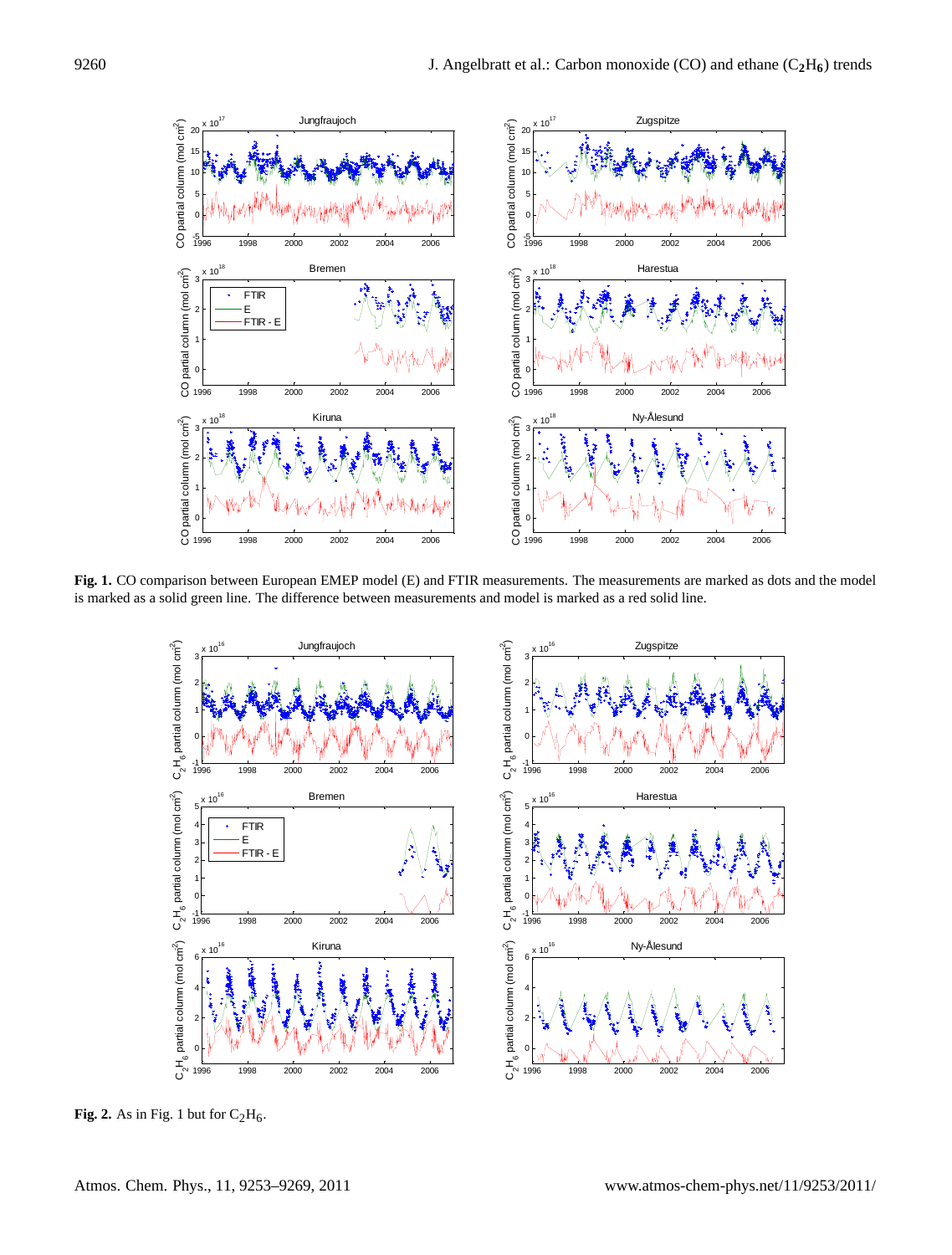**Fig. 1.** CO comparison between European EMEP model (E) and FTIR measurements. The measurements are marked as dots and the model is marked as a solid green line. The difference between measurements and model is marked as a red solid line.

**Fig. 2.** As in Fig. 1 but for $C_2H_6$.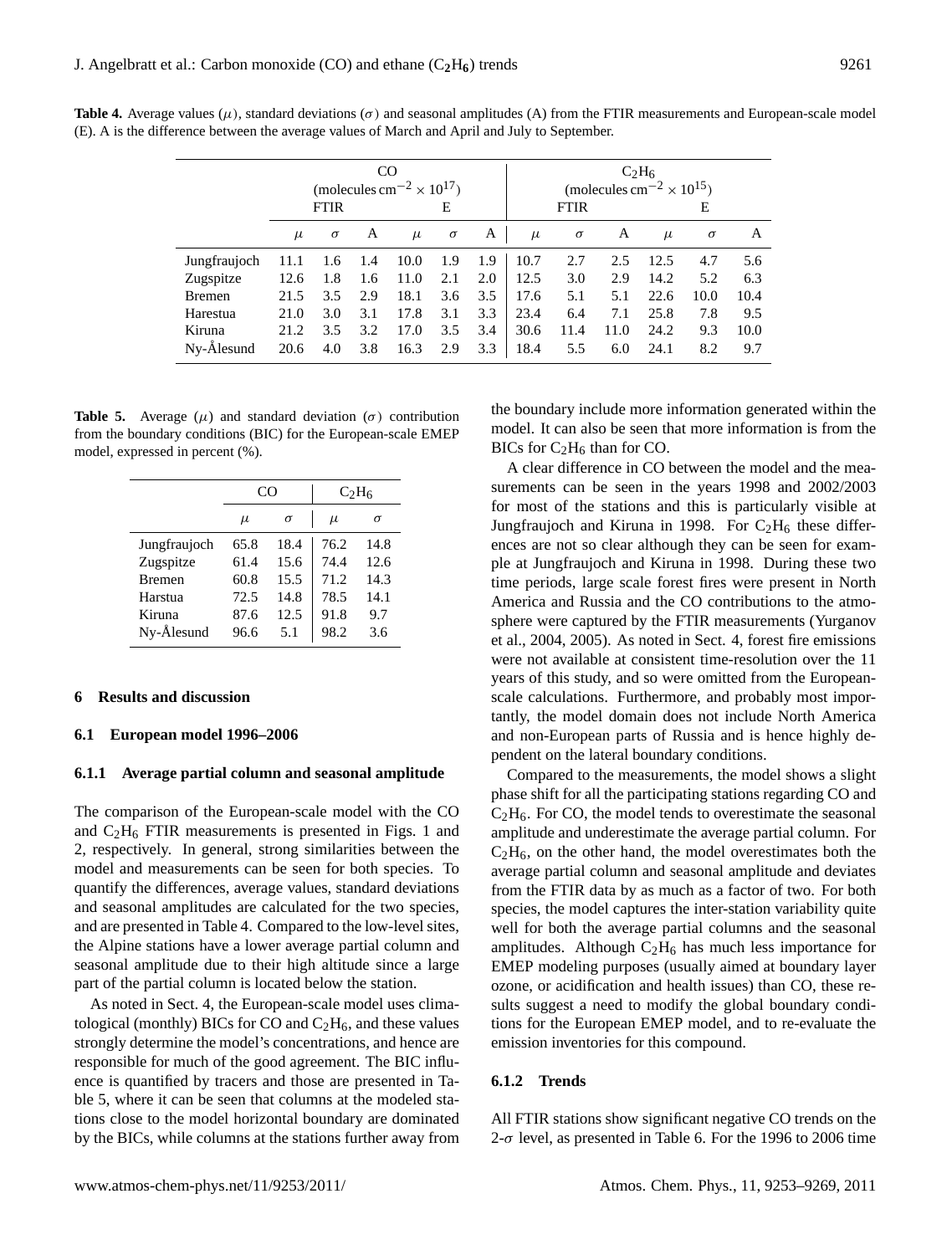**Table 4.** Average values ($\mu$), standard deviations ($\sigma$) and seasonal amplitudes (A) from the FTIR measurements and European-scale model (E). A is the difference between the average values of March and April and July to September.

| | CO (molecules cm$^{-2}$ $\times 10^{17}$) | | | | | | $C_2H_6$ (molecules cm$^{-2}$ $\times 10^{15}$) | | | | | |
|---|---|---|---|---|---|---|---|---|---|---|---|---|
| | FTIR | | | E | | | FTIR | | | E | | |
| | $\mu$ | $\sigma$ | A | $\mu$ | $\sigma$ | A | $\mu$ | $\sigma$ | A | $\mu$ | $\sigma$ | A |
| Jungfraujoch | 11.1 | 1.6 | 1.4 | 10.0 | 1.9 | 1.9 | 10.7 | 2.7 | 2.5 | 12.5 | 4.7 | 5.6 |
| Zugspitze | 12.6 | 1.8 | 1.6 | 11.0 | 2.1 | 2.0 | 12.5 | 3.0 | 2.9 | 14.2 | 5.2 | 6.3 |
| Bremen | 21.5 | 3.5 | 2.9 | 18.1 | 3.6 | 3.5 | 17.6 | 5.1 | 5.1 | 22.6 | 10.0 | 10.4 |
| Harestua | 21.0 | 3.0 | 3.1 | 17.8 | 3.1 | 3.3 | 23.4 | 6.4 | 7.1 | 25.8 | 7.8 | 9.5 |
| Kiruna | 21.2 | 3.5 | 3.2 | 17.0 | 3.5 | 3.4 | 30.6 | 11.4 | 11.0 | 24.2 | 9.3 | 10.0 |
| Ny-Ålesund | 20.6 | 4.0 | 3.8 | 16.3 | 2.9 | 3.3 | 18.4 | 5.5 | 6.0 | 24.1 | 8.2 | 9.7 |

**Table 5.** Average ($\mu$) and standard deviation ($\sigma$) contribution from the boundary conditions (BIC) for the European-scale EMEP model, expressed in percent (%).

| | CO | | $C_2H_6$ | |
|---|---|---|---|---|
| | $\mu$ | $\sigma$ | $\mu$ | $\sigma$ |
| Jungfraujoch | 65.8 | 18.4 | 76.2 | 14.8 |
| Zugspitze | 61.4 | 15.6 | 74.4 | 12.6 |
| Bremen | 60.8 | 15.5 | 71.2 | 14.3 |
| Harstua | 72.5 | 14.8 | 78.5 | 14.1 |
| Kiruna | 87.6 | 12.5 | 91.8 | 9.7 |
| Ny-Ålesund | 96.6 | 5.1 | 98.2 | 3.6 |

## 6 Results and discussion

### 6.1 European model 1996–2006

#### 6.1.1 Average partial column and seasonal amplitude

The comparison of the European-scale model with the CO and $C_2H_6$ FTIR measurements is presented in Figs. 1 and 2, respectively. In general, strong similarities between the model and measurements can be seen for both species. To quantify the differences, average values, standard deviations and seasonal amplitudes are calculated for the two species, and are presented in Table 4. Compared to the low-level sites, the Alpine stations have a lower average partial column and seasonal amplitude due to their high altitude since a large part of the partial column is located below the station.

As noted in Sect. 4, the European-scale model uses climatological (monthly) BICs for CO and $C_2H_6$, and these values strongly determine the model's concentrations, and hence are responsible for much of the good agreement. The BIC influence is quantified by tracers and those are presented in Table 5, where it can be seen that columns at the modeled stations close to the model horizontal boundary are dominated by the BICs, while columns at the stations further away from the boundary include more information generated within the model. It can also be seen that more information is from the BICs for $C_2H_6$ than for CO.

A clear difference in CO between the model and the measurements can be seen in the years 1998 and 2002/2003 for most of the stations and this is particularly visible at Jungfraujoch and Kiruna in 1998. For $C_2H_6$ these differences are not so clear although they can be seen for example at Jungfraujoch and Kiruna in 1998. During these two time periods, large scale forest fires were present in North America and Russia and the CO contributions to the atmosphere were captured by the FTIR measurements (Yurganov et al., 2004, 2005). As noted in Sect. 4, forest fire emissions were not available at consistent time-resolution over the 11 years of this study, and so were omitted from the European-scale calculations. Furthermore, and probably most importantly, the model domain does not include North America and non-European parts of Russia and is hence highly dependent on the lateral boundary conditions.

Compared to the measurements, the model shows a slight phase shift for all the participating stations regarding CO and $C_2H_6$. For CO, the model tends to overestimate the seasonal amplitude and underestimate the average partial column. For $C_2H_6$, on the other hand, the model overestimates both the average partial column and seasonal amplitude and deviates from the FTIR data by as much as a factor of two. For both species, the model captures the inter-station variability quite well for both the average partial columns and the seasonal amplitudes. Although $C_2H_6$ has much less importance for EMEP modeling purposes (usually aimed at boundary layer ozone, or acidification and health issues) than CO, these results suggest a need to modify the global boundary conditions for the European EMEP model, and to re-evaluate the emission inventories for this compound.

#### 6.1.2 Trends

All FTIR stations show significant negative CO trends on the 2-$\sigma$ level, as presented in Table 6. For the 1996 to 2006 time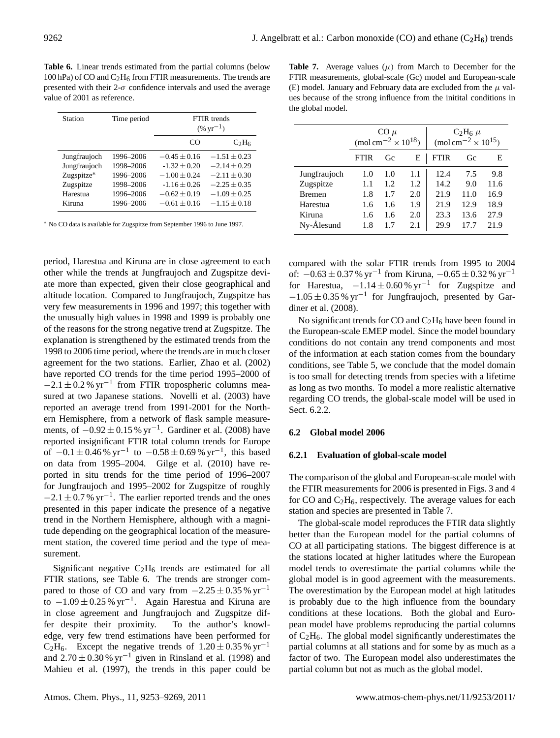**Table 6.** Linear trends estimated from the partial columns (below 100 hPa) of CO and $C_2H_6$ from FTIR measurements. The trends are presented with their 2-$\sigma$ confidence intervals and used the average value of 2001 as reference.

| Station | Time period | FTIR trends ($\%\,yr^{-1}$) | |
|---|---|---|---|
| | | CO | $C_2H_6$ |
| Jungfraujoch | 1996–2006 | $-0.45 \pm 0.16$ | $-1.51 \pm 0.23$ |
| Jungfraujoch | 1998–2006 | $-1.32 \pm 0.20$ | $-2.14 \pm 0.29$ |
| Zugspitze* | 1996–2006 | $-1.00 \pm 0.24$ | $-2.11 \pm 0.30$ |
| Zugspitze | 1998–2006 | $-1.16 \pm 0.26$ | $-2.25 \pm 0.35$ |
| Harestua | 1996–2006 | $-0.62 \pm 0.19$ | $-1.09 \pm 0.25$ |
| Kiruna | 1996–2006 | $-0.61 \pm 0.16$ | $-1.15 \pm 0.18$ |

* No CO data is available for Zugspitze from September 1996 to June 1997.

period, Harestua and Kiruna are in close agreement to each other while the trends at Jungfraujoch and Zugspitze deviate more than expected, given their close geographical and altitude location. Compared to Jungfraujoch, Zugspitze has very few measurements in 1996 and 1997; this together with the unusually high values in 1998 and 1999 is probably one of the reasons for the strong negative trend at Zugspitze. The explanation is strengthened by the estimated trends from the 1998 to 2006 time period, where the trends are in much closer agreement for the two stations. Earlier, Zhao et al. (2002) have reported CO trends for the time period 1995–2000 of $-2.1 \pm 0.2\,\%\,yr^{-1}$ from FTIR tropospheric columns measured at two Japanese stations. Novelli et al. (2003) have reported an average trend from 1991-2001 for the Northern Hemisphere, from a network of flask sample measurements, of $-0.92 \pm 0.15\,\%\,yr^{-1}$. Gardiner et al. (2008) have reported insignificant FTIR total column trends for Europe of $-0.1 \pm 0.46\,\%\,yr^{-1}$ to $-0.58 \pm 0.69\,\%\,yr^{-1}$, this based on data from 1995–2004. Gilge et al. (2010) have reported in situ trends for the time period of 1996–2007 for Jungfraujoch and 1995–2002 for Zugspitze of roughly $-2.1 \pm 0.7\,\%\,yr^{-1}$. The earlier reported trends and the ones presented in this paper indicate the presence of a negative trend in the Northern Hemisphere, although with a magnitude depending on the geographical location of the measurement station, the covered time period and the type of measurement.

Significant negative $C_2H_6$ trends are estimated for all FTIR stations, see Table 6. The trends are stronger compared to those of CO and vary from $-2.25 \pm 0.35\,\%\,yr^{-1}$ to $-1.09 \pm 0.25\,\%\,yr^{-1}$. Again Harestua and Kiruna are in close agreement and Jungfraujoch and Zugspitze differ despite their proximity. To the author's knowledge, very few trend estimations have been performed for $C_2H_6$. Except the negative trends of $1.20 \pm 0.35\,\%\,yr^{-1}$ and $2.70 \pm 0.30\,\%\,yr^{-1}$ given in Rinsland et al. (1998) and Mahieu et al. (1997), the trends in this paper could be compared with the solar FTIR trends from 1995 to 2004 of: $-0.63 \pm 0.37\,\%\,yr^{-1}$ from Kiruna, $-0.65 \pm 0.32\,\%\,yr^{-1}$ for Harestua, $-1.14 \pm 0.60\,\%\,yr^{-1}$ for Zugspitze and $-1.05 \pm 0.35\,\%\,yr^{-1}$ for Jungfraujoch, presented by Gardiner et al. (2008).

**Table 7.** Average values ($\mu$) from March to December for the FTIR measurements, global-scale (Gc) model and European-scale (E) model. January and February data are excluded from the $\mu$ values because of the strong influence from the initial conditions in the global model.

| | CO $\mu$ ($mol\,cm^{-2} \times 10^{18}$) | | | $C_2H_6$ $\mu$ ($mol\,cm^{-2} \times 10^{15}$) | | |
|---|---|---|---|---|---|---|
| | FTIR | Gc | E | FTIR | Gc | E |
| Jungfraujoch | 1.0 | 1.0 | 1.1 | 12.4 | 7.5 | 9.8 |
| Zugspitze | 1.1 | 1.2 | 1.2 | 14.2 | 9.0 | 11.6 |
| Bremen | 1.8 | 1.7 | 2.0 | 21.9 | 11.0 | 16.9 |
| Harestua | 1.6 | 1.6 | 1.9 | 21.9 | 12.9 | 18.9 |
| Kiruna | 1.6 | 1.6 | 2.0 | 23.3 | 13.6 | 27.9 |
| Ny-Ålesund | 1.8 | 1.7 | 2.1 | 29.9 | 17.7 | 21.9 |

No significant trends for CO and $C_2H_6$ have been found in the European-scale EMEP model. Since the model boundary conditions do not contain any trend components and most of the information at each station comes from the boundary conditions, see Table 5, we conclude that the model domain is too small for detecting trends from species with a lifetime as long as two months. To model a more realistic alternative regarding CO trends, the global-scale model will be used in Sect. 6.2.2.

## 6.2 Global model 2006

### 6.2.1 Evaluation of global-scale model

The comparison of the global and European-scale model with the FTIR measurements for 2006 is presented in Figs. 3 and 4 for CO and $C_2H_6$, respectively. The average values for each station and species are presented in Table 7.

The global-scale model reproduces the FTIR data slightly better than the European model for the partial columns of CO at all participating stations. The biggest difference is at the stations located at higher latitudes where the European model tends to overestimate the partial columns while the global model is in good agreement with the measurements. The overestimation by the European model at high latitudes is probably due to the high influence from the boundary conditions at these locations. Both the global and European model have problems reproducing the partial columns of $C_2H_6$. The global model significantly underestimates the partial columns at all stations and for some by as much as a factor of two. The European model also underestimates the partial column but not as much as the global model.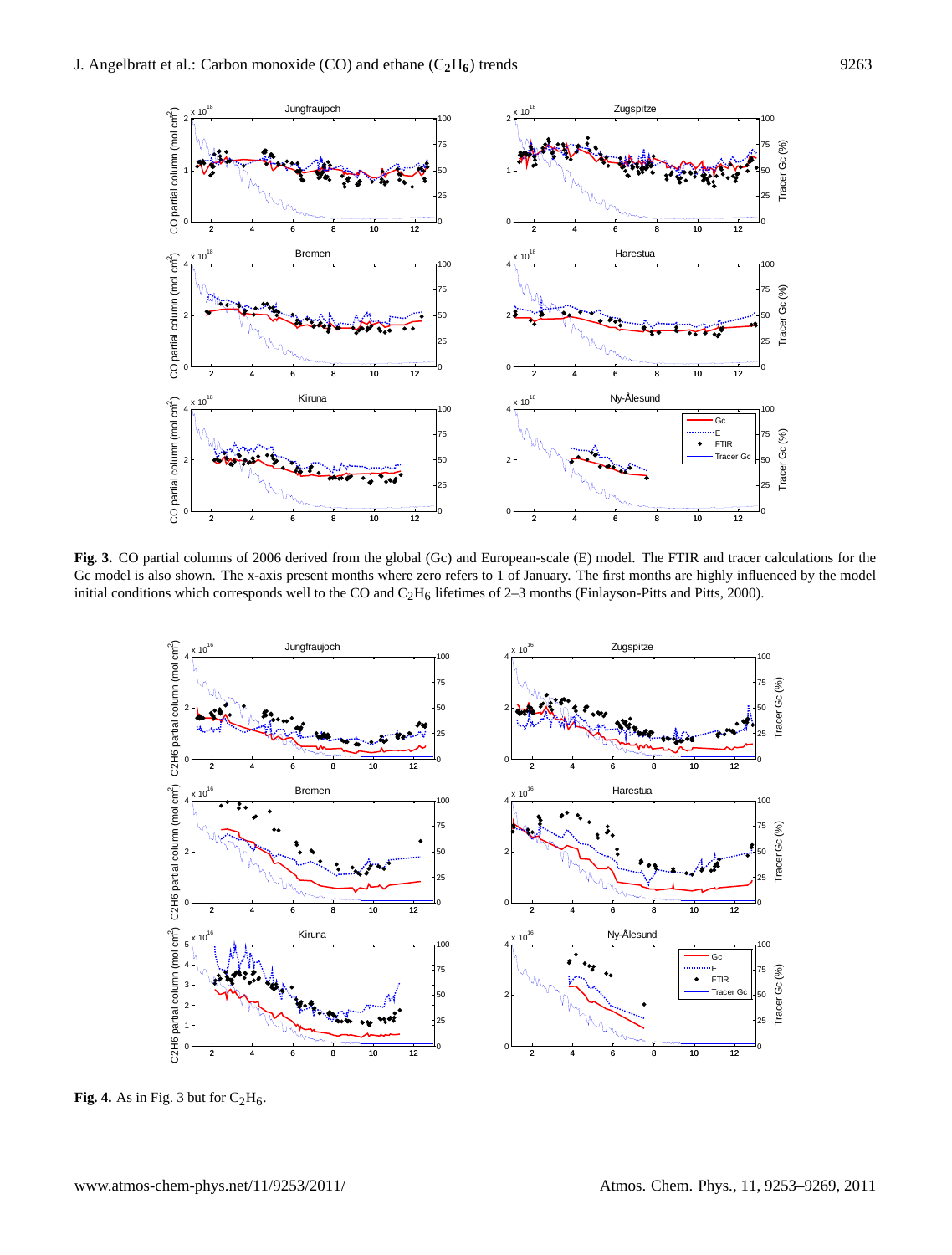**Fig. 3.** CO partial columns of 2006 derived from the global (Gc) and European-scale (E) model. The FTIR and tracer calculations for the Gc model is also shown. The x-axis present months where zero refers to 1 of January. The first months are highly influenced by the model initial conditions which corresponds well to the CO and $C_2H_6$ lifetimes of 2–3 months (Finlayson-Pitts and Pitts, 2000).

**Fig. 4.** As in Fig. 3 but for $C_2H_6$.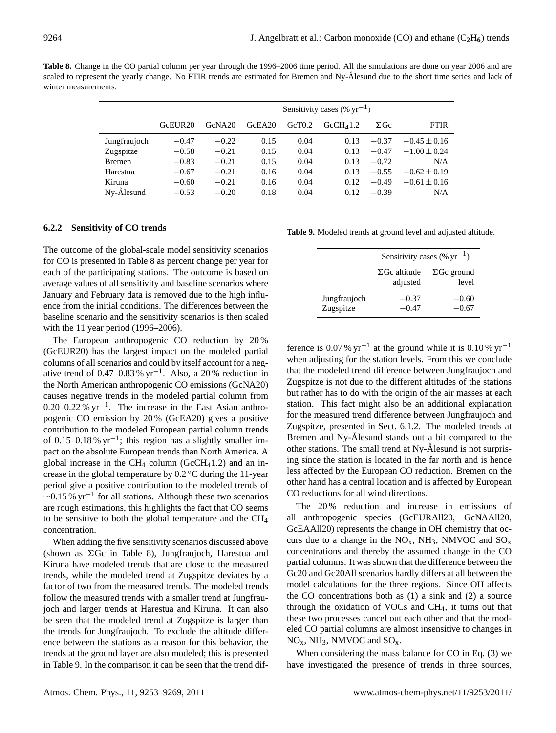**Table 8.** Change in the CO partial column per year through the 1996–2006 time period. All the simulations are done on year 2006 and are scaled to represent the yearly change. No FTIR trends are estimated for Bremen and Ny-Ålesund due to the short time series and lack of winter measurements.

| | Sensitivity cases (% $yr^{-1}$) | | | | | | |
|---|---|---|---|---|---|---|---|
| | GcEUR20 | GcNA20 | GcEA20 | GcT0.2 | $GcCH_41.2$ | ΣGc | FTIR |
| Jungfraujoch | −0.47 | −0.22 | 0.15 | 0.04 | 0.13 | −0.37 | $-0.45 \pm 0.16$ |
| Zugspitze | −0.58 | −0.21 | 0.15 | 0.04 | 0.13 | −0.47 | $-1.00 \pm 0.24$ |
| Bremen | −0.83 | −0.21 | 0.15 | 0.04 | 0.13 | −0.72 | N/A |
| Harestua | −0.67 | −0.21 | 0.16 | 0.04 | 0.13 | −0.55 | $-0.62 \pm 0.19$ |
| Kiruna | −0.60 | −0.21 | 0.16 | 0.04 | 0.12 | −0.49 | $-0.61 \pm 0.16$ |
| Ny-Ålesund | −0.53 | −0.20 | 0.18 | 0.04 | 0.12 | −0.39 | N/A |

#### 6.2.2 Sensitivity of CO trends

The outcome of the global-scale model sensitivity scenarios for CO is presented in Table 8 as percent change per year for each of the participating stations. The outcome is based on average values of all sensitivity and baseline scenarios where January and February data is removed due to the high influence from the initial conditions. The differences between the baseline scenario and the sensitivity scenarios is then scaled with the 11 year period (1996–2006).

The European anthropogenic CO reduction by 20 % (GcEUR20) has the largest impact on the modeled partial columns of all scenarios and could by itself account for a negative trend of 0.47–0.83 % $yr^{-1}$. Also, a 20 % reduction in the North American anthropogenic CO emissions (GcNA20) causes negative trends in the modeled partial column from 0.20–0.22 % $yr^{-1}$. The increase in the East Asian anthropogenic CO emission by 20 % (GcEA20) gives a positive contribution to the modeled European partial column trends of 0.15–0.18 % $yr^{-1}$; this region has a slightly smaller impact on the absolute European trends than North America. A global increase in the $CH_4$ column ($GcCH_41.2$) and an increase in the global temperature by 0.2 °C during the 11-year period give a positive contribution to the modeled trends of ∼0.15 % $yr^{-1}$ for all stations. Although these two scenarios are rough estimations, this highlights the fact that CO seems to be sensitive to both the global temperature and the $CH_4$ concentration.

When adding the five sensitivity scenarios discussed above (shown as ΣGc in Table 8), Jungfraujoch, Harestua and Kiruna have modeled trends that are close to the measured trends, while the modeled trend at Zugspitze deviates by a factor of two from the measured trends. The modeled trends follow the measured trends with a smaller trend at Jungfraujoch and larger trends at Harestua and Kiruna. It can also be seen that the modeled trend at Zugspitze is larger than the trends for Jungfraujoch. To exclude the altitude difference between the stations as a reason for this behavior, the trends at the ground layer are also modeled; this is presented in Table 9. In the comparison it can be seen that the trend difference is 0.07 % $yr^{-1}$ at the ground while it is 0.10 % $yr^{-1}$ when adjusting for the station levels. From this we conclude that the modeled trend difference between Jungfraujoch and Zugspitze is not due to the different altitudes of the stations but rather has to do with the origin of the air masses at each station. This fact might also be an additional explanation for the measured trend difference between Jungfraujoch and Zugspitze, presented in Sect. 6.1.2. The modeled trends at Bremen and Ny-Ålesund stands out a bit compared to the other stations. The small trend at Ny-Ålesund is not surprising since the station is located in the far north and is hence less affected by the European CO reduction. Bremen on the other hand has a central location and is affected by European CO reductions for all wind directions.

**Table 9.** Modeled trends at ground level and adjusted altitude.

| | Sensitivity cases (% $yr^{-1}$) | |
|---|---|---|
| | ΣGc altitude adjusted | ΣGc ground level |
| Jungfraujoch | −0.37 | −0.60 |
| Zugspitze | −0.47 | −0.67 |

The 20 % reduction and increase in emissions of all anthropogenic species (GcEURAll20, GcNAAll20, GcEAAll20) represents the change in OH chemistry that occurs due to a change in the $NO_x$, $NH_3$, NMVOC and $SO_x$ concentrations and thereby the assumed change in the CO partial columns. It was shown that the difference between the Gc20 and Gc20All scenarios hardly differs at all between the model calculations for the three regions. Since OH affects the CO concentrations both as (1) a sink and (2) a source through the oxidation of VOCs and $CH_4$, it turns out that these two processes cancel out each other and that the modeled CO partial columns are almost insensitive to changes in $NO_x$, $NH_3$, NMVOC and $SO_x$.

When considering the mass balance for CO in Eq. (3) we have investigated the presence of trends in three sources,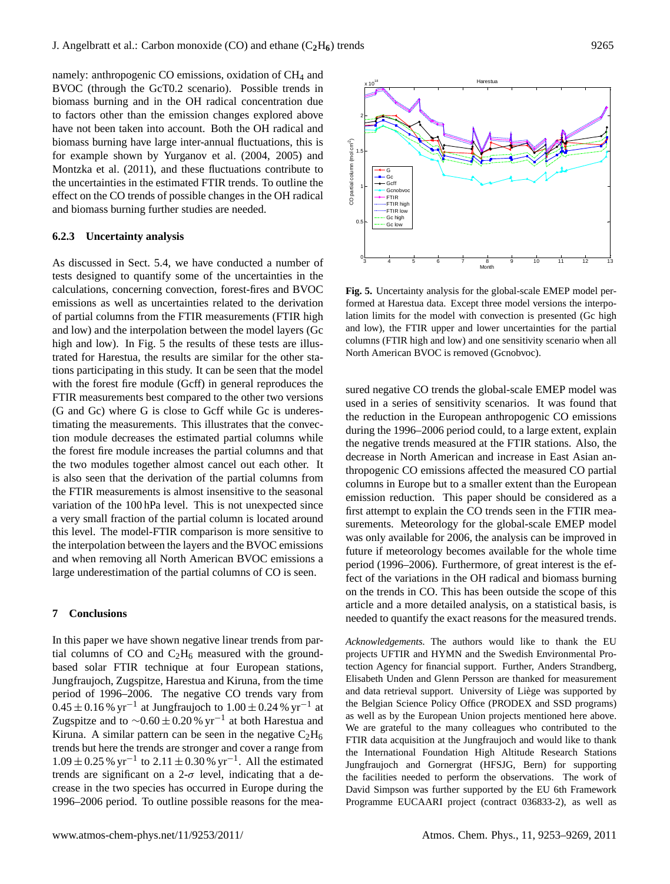namely: anthropogenic CO emissions, oxidation of $CH_4$ and BVOC (through the GcT0.2 scenario). Possible trends in biomass burning and in the OH radical concentration due to factors other than the emission changes explored above have not been taken into account. Both the OH radical and biomass burning have large inter-annual fluctuations, this is for example shown by Yurganov et al. (2004, 2005) and Montzka et al. (2011), and these fluctuations contribute to the uncertainties in the estimated FTIR trends. To outline the effect on the CO trends of possible changes in the OH radical and biomass burning further studies are needed.

#### 6.2.3 Uncertainty analysis

As discussed in Sect. 5.4, we have conducted a number of tests designed to quantify some of the uncertainties in the calculations, concerning convection, forest-fires and BVOC emissions as well as uncertainties related to the derivation of partial columns from the FTIR measurements (FTIR high and low) and the interpolation between the model layers (Gc high and low). In Fig. 5 the results of these tests are illustrated for Harestua, the results are similar for the other stations participating in this study. It can be seen that the model with the forest fire module (Gcff) in general reproduces the FTIR measurements best compared to the other two versions (G and Gc) where G is close to Gcff while Gc is underestimating the measurements. This illustrates that the convection module decreases the estimated partial columns while the forest fire module increases the partial columns and that the two modules together almost cancel out each other. It is also seen that the derivation of the partial columns from the FTIR measurements is almost insensitive to the seasonal variation of the 100 hPa level. This is not unexpected since a very small fraction of the partial column is located around this level. The model-FTIR comparison is more sensitive to the interpolation between the layers and the BVOC emissions and when removing all North American BVOC emissions a large underestimation of the partial columns of CO is seen.

## 7 Conclusions

In this paper we have shown negative linear trends from partial columns of CO and $C_2H_6$ measured with the ground-based solar FTIR technique at four European stations, Jungfraujoch, Zugspitze, Harestua and Kiruna, from the time period of 1996–2006. The negative CO trends vary from $0.45 \pm 0.16\,\%\,yr^{-1}$ at Jungfraujoch to $1.00 \pm 0.24\,\%\,yr^{-1}$ at Zugspitze and to $\sim 0.60 \pm 0.20\,\%\,yr^{-1}$ at both Harestua and Kiruna. A similar pattern can be seen in the negative $C_2H_6$ trends but here the trends are stronger and cover a range from $1.09 \pm 0.25\,\%\,yr^{-1}$ to $2.11 \pm 0.30\,\%\,yr^{-1}$. All the estimated trends are significant on a 2-$\sigma$ level, indicating that a decrease in the two species has occurred in Europe during the 1996–2006 period. To outline possible reasons for the measured negative CO trends the global-scale EMEP model was used in a series of sensitivity scenarios. It was found that the reduction in the European anthropogenic CO emissions during the 1996–2006 period could, to a large extent, explain the negative trends measured at the FTIR stations. Also, the decrease in North American and increase in East Asian anthropogenic CO emissions affected the measured CO partial columns in Europe but to a smaller extent than the European emission reduction. This paper should be considered as a first attempt to explain the CO trends seen in the FTIR measurements. Meteorology for the global-scale EMEP model was only available for 2006, the analysis can be improved in future if meteorology becomes available for the whole time period (1996–2006). Furthermore, of great interest is the effect of the variations in the OH radical and biomass burning on the trends in CO. This has been outside the scope of this article and a more detailed analysis, on a statistical basis, is needed to quantify the exact reasons for the measured trends.

**Fig. 5.** Uncertainty analysis for the global-scale EMEP model performed at Harestua data. Except three model versions the interpolation limits for the model with convection is presented (Gc high and low), the FTIR upper and lower uncertainties for the partial columns (FTIR high and low) and one sensitivity scenario when all North American BVOC is removed (Gcnobvoc).

*Acknowledgements.* The authors would like to thank the EU projects UFTIR and HYMN and the Swedish Environmental Protection Agency for financial support. Further, Anders Strandberg, Elisabeth Unden and Glenn Persson are thanked for measurement and data retrieval support. University of Liège was supported by the Belgian Science Policy Office (PRODEX and SSD programs) as well as by the European Union projects mentioned here above. We are grateful to the many colleagues who contributed to the FTIR data acquisition at the Jungfraujoch and would like to thank the International Foundation High Altitude Research Stations Jungfraujoch and Gornergrat (HFSJG, Bern) for supporting the facilities needed to perform the observations. The work of David Simpson was further supported by the EU 6th Framework Programme EUCAARI project (contract 036833-2), as well as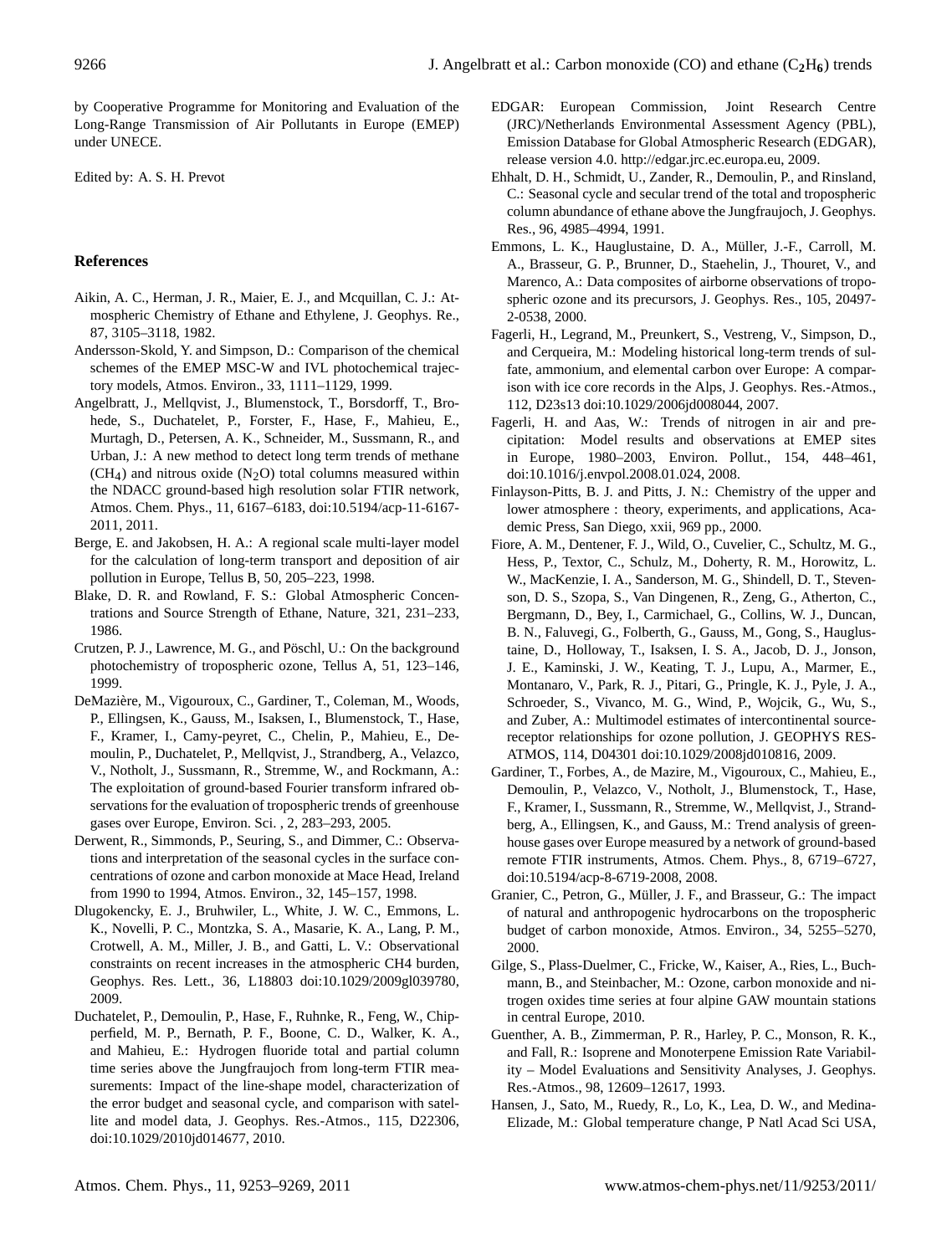by Cooperative Programme for Monitoring and Evaluation of the Long-Range Transmission of Air Pollutants in Europe (EMEP) under UNECE.

Edited by: A. S. H. Prevot

## References

Aikin, A. C., Herman, J. R., Maier, E. J., and Mcquillan, C. J.: Atmospheric Chemistry of Ethane and Ethylene, J. Geophys. Re., 87, 3105–3118, 1982.

Andersson-Skold, Y. and Simpson, D.: Comparison of the chemical schemes of the EMEP MSC-W and IVL photochemical trajectory models, Atmos. Environ., 33, 1111–1129, 1999.

Angelbratt, J., Mellqvist, J., Blumenstock, T., Borsdorff, T., Brohede, S., Duchatelet, P., Forster, F., Hase, F., Mahieu, E., Murtagh, D., Petersen, A. K., Schneider, M., Sussmann, R., and Urban, J.: A new method to detect long term trends of methane ($CH_4$) and nitrous oxide ($N_2O$) total columns measured within the NDACC ground-based high resolution solar FTIR network, Atmos. Chem. Phys., 11, 6167–6183, doi:10.5194/acp-11-6167-2011, 2011.

Berge, E. and Jakobsen, H. A.: A regional scale multi-layer model for the calculation of long-term transport and deposition of air pollution in Europe, Tellus B, 50, 205–223, 1998.

Blake, D. R. and Rowland, F. S.: Global Atmospheric Concentrations and Source Strength of Ethane, Nature, 321, 231–233, 1986.

Crutzen, P. J., Lawrence, M. G., and Pöschl, U.: On the background photochemistry of tropospheric ozone, Tellus A, 51, 123–146, 1999.

DeMazière, M., Vigouroux, C., Gardiner, T., Coleman, M., Woods, P., Ellingsen, K., Gauss, M., Isaksen, I., Blumenstock, T., Hase, F., Kramer, I., Camy-peyret, C., Chelin, P., Mahieu, E., Demoulin, P., Duchatelet, P., Mellqvist, J., Strandberg, A., Velazco, V., Notholt, J., Sussmann, R., Stremme, W., and Rockmann, A.: The exploitation of ground-based Fourier transform infrared observations for the evaluation of tropospheric trends of greenhouse gases over Europe, Environ. Sci. , 2, 283–293, 2005.

Derwent, R., Simmonds, P., Seuring, S., and Dimmer, C.: Observations and interpretation of the seasonal cycles in the surface concentrations of ozone and carbon monoxide at Mace Head, Ireland from 1990 to 1994, Atmos. Environ., 32, 145–157, 1998.

Dlugokencky, E. J., Bruhwiler, L., White, J. W. C., Emmons, L. K., Novelli, P. C., Montzka, S. A., Masarie, K. A., Lang, P. M., Crotwell, A. M., Miller, J. B., and Gatti, L. V.: Observational constraints on recent increases in the atmospheric CH4 burden, Geophys. Res. Lett., 36, L18803 doi:10.1029/2009gl039780, 2009.

Duchatelet, P., Demoulin, P., Hase, F., Ruhnke, R., Feng, W., Chipperfield, M. P., Bernath, P. F., Boone, C. D., Walker, K. A., and Mahieu, E.: Hydrogen fluoride total and partial column time series above the Jungfraujoch from long-term FTIR measurements: Impact of the line-shape model, characterization of the error budget and seasonal cycle, and comparison with satellite and model data, J. Geophys. Res.-Atmos., 115, D22306, doi:10.1029/2010jd014677, 2010.

EDGAR: European Commission, Joint Research Centre (JRC)/Netherlands Environmental Assessment Agency (PBL), Emission Database for Global Atmospheric Research (EDGAR), release version 4.0. http://edgar.jrc.ec.europa.eu, 2009.

Ehhalt, D. H., Schmidt, U., Zander, R., Demoulin, P., and Rinsland, C.: Seasonal cycle and secular trend of the total and tropospheric column abundance of ethane above the Jungfraujoch, J. Geophys. Res., 96, 4985–4994, 1991.

Emmons, L. K., Hauglustaine, D. A., Müller, J.-F., Carroll, M. A., Brasseur, G. P., Brunner, D., Staehelin, J., Thouret, V., and Marenco, A.: Data composites of airborne observations of tropospheric ozone and its precursors, J. Geophys. Res., 105, 20497-2-0538, 2000.

Fagerli, H., Legrand, M., Preunkert, S., Vestreng, V., Simpson, D., and Cerqueira, M.: Modeling historical long-term trends of sulfate, ammonium, and elemental carbon over Europe: A comparison with ice core records in the Alps, J. Geophys. Res.-Atmos., 112, D23s13 doi:10.1029/2006jd008044, 2007.

Fagerli, H. and Aas, W.: Trends of nitrogen in air and precipitation: Model results and observations at EMEP sites in Europe, 1980–2003, Environ. Pollut., 154, 448–461, doi:10.1016/j.envpol.2008.01.024, 2008.

Finlayson-Pitts, B. J. and Pitts, J. N.: Chemistry of the upper and lower atmosphere : theory, experiments, and applications, Academic Press, San Diego, xxii, 969 pp., 2000.

Fiore, A. M., Dentener, F. J., Wild, O., Cuvelier, C., Schultz, M. G., Hess, P., Textor, C., Schulz, M., Doherty, R. M., Horowitz, L. W., MacKenzie, I. A., Sanderson, M. G., Shindell, D. T., Stevenson, D. S., Szopa, S., Van Dingenen, R., Zeng, G., Atherton, C., Bergmann, D., Bey, I., Carmichael, G., Collins, W. J., Duncan, B. N., Faluvegi, G., Folberth, G., Gauss, M., Gong, S., Hauglustaine, D., Holloway, T., Isaksen, I. S. A., Jacob, D. J., Jonson, J. E., Kaminski, J. W., Keating, T. J., Lupu, A., Marmer, E., Montanaro, V., Park, R. J., Pitari, G., Pringle, K. J., Pyle, J. A., Schroeder, S., Vivanco, M. G., Wind, P., Wojcik, G., Wu, S., and Zuber, A.: Multimodel estimates of intercontinental source-receptor relationships for ozone pollution, J. GEOPHYS RES-ATMOS, 114, D04301 doi:10.1029/2008jd010816, 2009.

Gardiner, T., Forbes, A., de Mazire, M., Vigouroux, C., Mahieu, E., Demoulin, P., Velazco, V., Notholt, J., Blumenstock, T., Hase, F., Kramer, I., Sussmann, R., Stremme, W., Mellqvist, J., Strandberg, A., Ellingsen, K., and Gauss, M.: Trend analysis of greenhouse gases over Europe measured by a network of ground-based remote FTIR instruments, Atmos. Chem. Phys., 8, 6719–6727, doi:10.5194/acp-8-6719-2008, 2008.

Granier, C., Petron, G., Müller, J. F., and Brasseur, G.: The impact of natural and anthropogenic hydrocarbons on the tropospheric budget of carbon monoxide, Atmos. Environ., 34, 5255–5270, 2000.

Gilge, S., Plass-Duelmer, C., Fricke, W., Kaiser, A., Ries, L., Buchmann, B., and Steinbacher, M.: Ozone, carbon monoxide and nitrogen oxides time series at four alpine GAW mountain stations in central Europe, 2010.

Guenther, A. B., Zimmerman, P. R., Harley, P. C., Monson, R. K., and Fall, R.: Isoprene and Monoterpene Emission Rate Variability – Model Evaluations and Sensitivity Analyses, J. Geophys. Res.-Atmos., 98, 12609–12617, 1993.

Hansen, J., Sato, M., Ruedy, R., Lo, K., Lea, D. W., and Medina-Elizade, M.: Global temperature change, P Natl Acad Sci USA,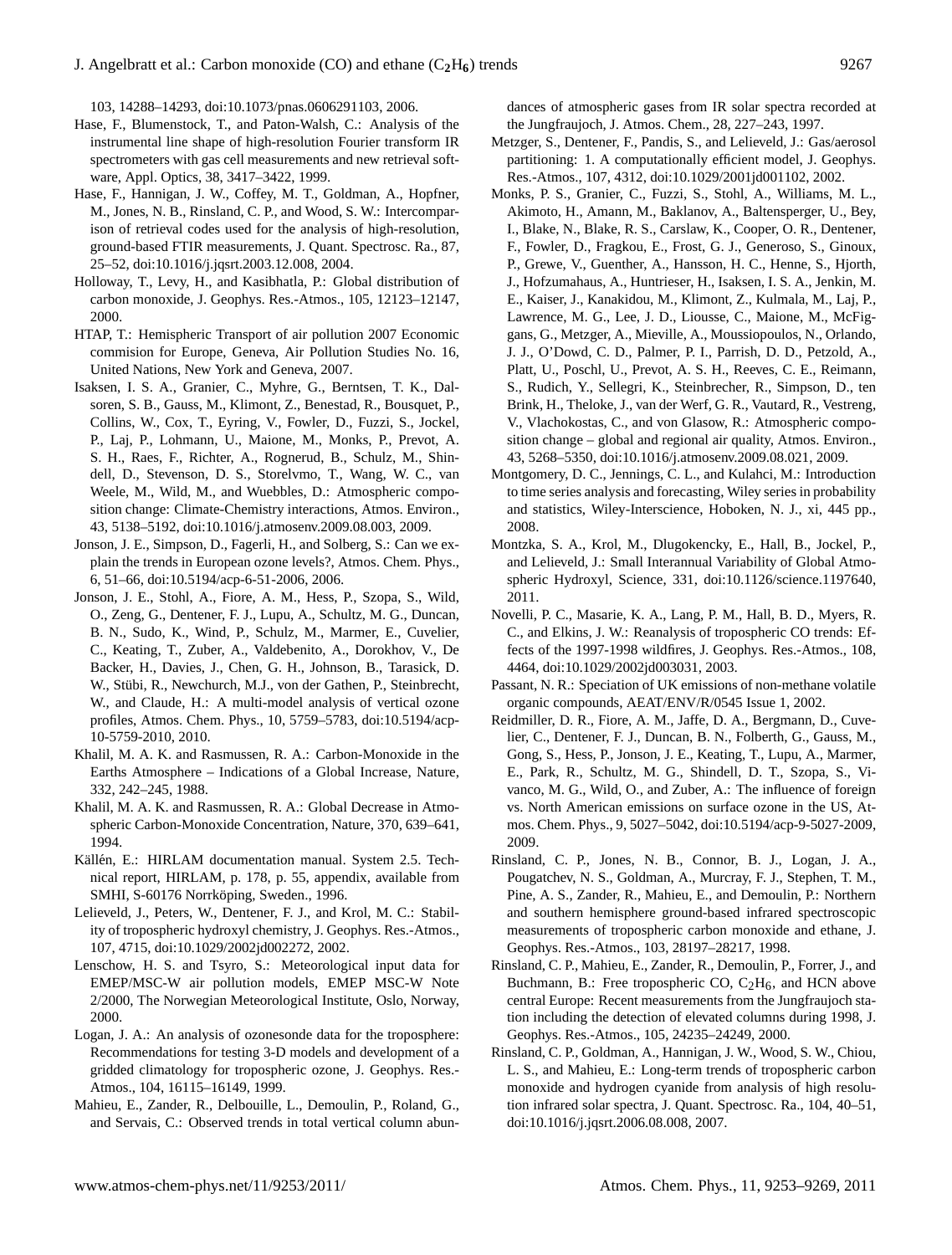103, 14288–14293, doi:10.1073/pnas.0606291103, 2006.

Hase, F., Blumenstock, T., and Paton-Walsh, C.: Analysis of the instrumental line shape of high-resolution Fourier transform IR spectrometers with gas cell measurements and new retrieval software, Appl. Optics, 38, 3417–3422, 1999.

Hase, F., Hannigan, J. W., Coffey, M. T., Goldman, A., Hopfner, M., Jones, N. B., Rinsland, C. P., and Wood, S. W.: Intercomparison of retrieval codes used for the analysis of high-resolution, ground-based FTIR measurements, J. Quant. Spectrosc. Ra., 87, 25–52, doi:10.1016/j.jqsrt.2003.12.008, 2004.

Holloway, T., Levy, H., and Kasibhatla, P.: Global distribution of carbon monoxide, J. Geophys. Res.-Atmos., 105, 12123–12147, 2000.

HTAP, T.: Hemispheric Transport of air pollution 2007 Economic commision for Europe, Geneva, Air Pollution Studies No. 16, United Nations, New York and Geneva, 2007.

Isaksen, I. S. A., Granier, C., Myhre, G., Berntsen, T. K., Dalsoren, S. B., Gauss, M., Klimont, Z., Benestad, R., Bousquet, P., Collins, W., Cox, T., Eyring, V., Fowler, D., Fuzzi, S., Jockel, P., Laj, P., Lohmann, U., Maione, M., Monks, P., Prevot, A. S. H., Raes, F., Richter, A., Rognerud, B., Schulz, M., Shindell, D., Stevenson, D. S., Storelvmo, T., Wang, W. C., van Weele, M., Wild, M., and Wuebbles, D.: Atmospheric composition change: Climate-Chemistry interactions, Atmos. Environ., 43, 5138–5192, doi:10.1016/j.atmosenv.2009.08.003, 2009.

Jonson, J. E., Simpson, D., Fagerli, H., and Solberg, S.: Can we explain the trends in European ozone levels?, Atmos. Chem. Phys., 6, 51–66, doi:10.5194/acp-6-51-2006, 2006.

Jonson, J. E., Stohl, A., Fiore, A. M., Hess, P., Szopa, S., Wild, O., Zeng, G., Dentener, F. J., Lupu, A., Schultz, M. G., Duncan, B. N., Sudo, K., Wind, P., Schulz, M., Marmer, E., Cuvelier, C., Keating, T., Zuber, A., Valdebenito, A., Dorokhov, V., De Backer, H., Davies, J., Chen, G. H., Johnson, B., Tarasick, D. W., Stübi, R., Newchurch, M.J., von der Gathen, P., Steinbrecht, W., and Claude, H.: A multi-model analysis of vertical ozone profiles, Atmos. Chem. Phys., 10, 5759–5783, doi:10.5194/acp-10-5759-2010, 2010.

Khalil, M. A. K. and Rasmussen, R. A.: Carbon-Monoxide in the Earths Atmosphere – Indications of a Global Increase, Nature, 332, 242–245, 1988.

Khalil, M. A. K. and Rasmussen, R. A.: Global Decrease in Atmospheric Carbon-Monoxide Concentration, Nature, 370, 639–641, 1994.

Källén, E.: HIRLAM documentation manual. System 2.5. Technical report, HIRLAM, p. 178, p. 55, appendix, available from SMHI, S-60176 Norrköping, Sweden., 1996.

Lelieveld, J., Peters, W., Dentener, F. J., and Krol, M. C.: Stability of tropospheric hydroxyl chemistry, J. Geophys. Res.-Atmos., 107, 4715, doi:10.1029/2002jd002272, 2002.

Lenschow, H. S. and Tsyro, S.: Meteorological input data for EMEP/MSC-W air pollution models, EMEP MSC-W Note 2/2000, The Norwegian Meteorological Institute, Oslo, Norway, 2000.

Logan, J. A.: An analysis of ozonesonde data for the troposphere: Recommendations for testing 3-D models and development of a gridded climatology for tropospheric ozone, J. Geophys. Res.-Atmos., 104, 16115–16149, 1999.

Mahieu, E., Zander, R., Delbouille, L., Demoulin, P., Roland, G., and Servais, C.: Observed trends in total vertical column abundances of atmospheric gases from IR solar spectra recorded at the Jungfraujoch, J. Atmos. Chem., 28, 227–243, 1997.

Metzger, S., Dentener, F., Pandis, S., and Lelieveld, J.: Gas/aerosol partitioning: 1. A computationally efficient model, J. Geophys. Res.-Atmos., 107, 4312, doi:10.1029/2001jd001102, 2002.

Monks, P. S., Granier, C., Fuzzi, S., Stohl, A., Williams, M. L., Akimoto, H., Amann, M., Baklanov, A., Baltensperger, U., Bey, I., Blake, N., Blake, R. S., Carslaw, K., Cooper, O. R., Dentener, F., Fowler, D., Fragkou, E., Frost, G. J., Generoso, S., Ginoux, P., Grewe, V., Guenther, A., Hansson, H. C., Henne, S., Hjorth, J., Hofzumahaus, A., Huntrieser, H., Isaksen, I. S. A., Jenkin, M. E., Kaiser, J., Kanakidou, M., Klimont, Z., Kulmala, M., Laj, P., Lawrence, M. G., Lee, J. D., Liousse, C., Maione, M., McFiggans, G., Metzger, A., Mieville, A., Moussiopoulos, N., Orlando, J. J., O'Dowd, C. D., Palmer, P. I., Parrish, D. D., Petzold, A., Platt, U., Poschl, U., Prevot, A. S. H., Reeves, C. E., Reimann, S., Rudich, Y., Sellegri, K., Steinbrecher, R., Simpson, D., ten Brink, H., Theloke, J., van der Werf, G. R., Vautard, R., Vestreng, V., Vlachokostas, C., and von Glasow, R.: Atmospheric composition change – global and regional air quality, Atmos. Environ., 43, 5268–5350, doi:10.1016/j.atmosenv.2009.08.021, 2009.

Montgomery, D. C., Jennings, C. L., and Kulahci, M.: Introduction to time series analysis and forecasting, Wiley series in probability and statistics, Wiley-Interscience, Hoboken, N. J., xi, 445 pp., 2008.

Montzka, S. A., Krol, M., Dlugokencky, E., Hall, B., Jockel, P., and Lelieveld, J.: Small Interannual Variability of Global Atmospheric Hydroxyl, Science, 331, doi:10.1126/science.1197640, 2011.

Novelli, P. C., Masarie, K. A., Lang, P. M., Hall, B. D., Myers, R. C., and Elkins, J. W.: Reanalysis of tropospheric CO trends: Effects of the 1997-1998 wildfires, J. Geophys. Res.-Atmos., 108, 4464, doi:10.1029/2002jd003031, 2003.

Passant, N. R.: Speciation of UK emissions of non-methane volatile organic compounds, AEAT/ENV/R/0545 Issue 1, 2002.

Reidmiller, D. R., Fiore, A. M., Jaffe, D. A., Bergmann, D., Cuvelier, C., Dentener, F. J., Duncan, B. N., Folberth, G., Gauss, M., Gong, S., Hess, P., Jonson, J. E., Keating, T., Lupu, A., Marmer, E., Park, R., Schultz, M. G., Shindell, D. T., Szopa, S., Vivanco, M. G., Wild, O., and Zuber, A.: The influence of foreign vs. North American emissions on surface ozone in the US, Atmos. Chem. Phys., 9, 5027–5042, doi:10.5194/acp-9-5027-2009, 2009.

Rinsland, C. P., Jones, N. B., Connor, B. J., Logan, J. A., Pougatchev, N. S., Goldman, A., Murcray, F. J., Stephen, T. M., Pine, A. S., Zander, R., Mahieu, E., and Demoulin, P.: Northern and southern hemisphere ground-based infrared spectroscopic measurements of tropospheric carbon monoxide and ethane, J. Geophys. Res.-Atmos., 103, 28197–28217, 1998.

Rinsland, C. P., Mahieu, E., Zander, R., Demoulin, P., Forrer, J., and Buchmann, B.: Free tropospheric CO, $C_2H_6$, and HCN above central Europe: Recent measurements from the Jungfraujoch station including the detection of elevated columns during 1998, J. Geophys. Res.-Atmos., 105, 24235–24249, 2000.

Rinsland, C. P., Goldman, A., Hannigan, J. W., Wood, S. W., Chiou, L. S., and Mahieu, E.: Long-term trends of tropospheric carbon monoxide and hydrogen cyanide from analysis of high resolution infrared solar spectra, J. Quant. Spectrosc. Ra., 104, 40–51, doi:10.1016/j.jqsrt.2006.08.008, 2007.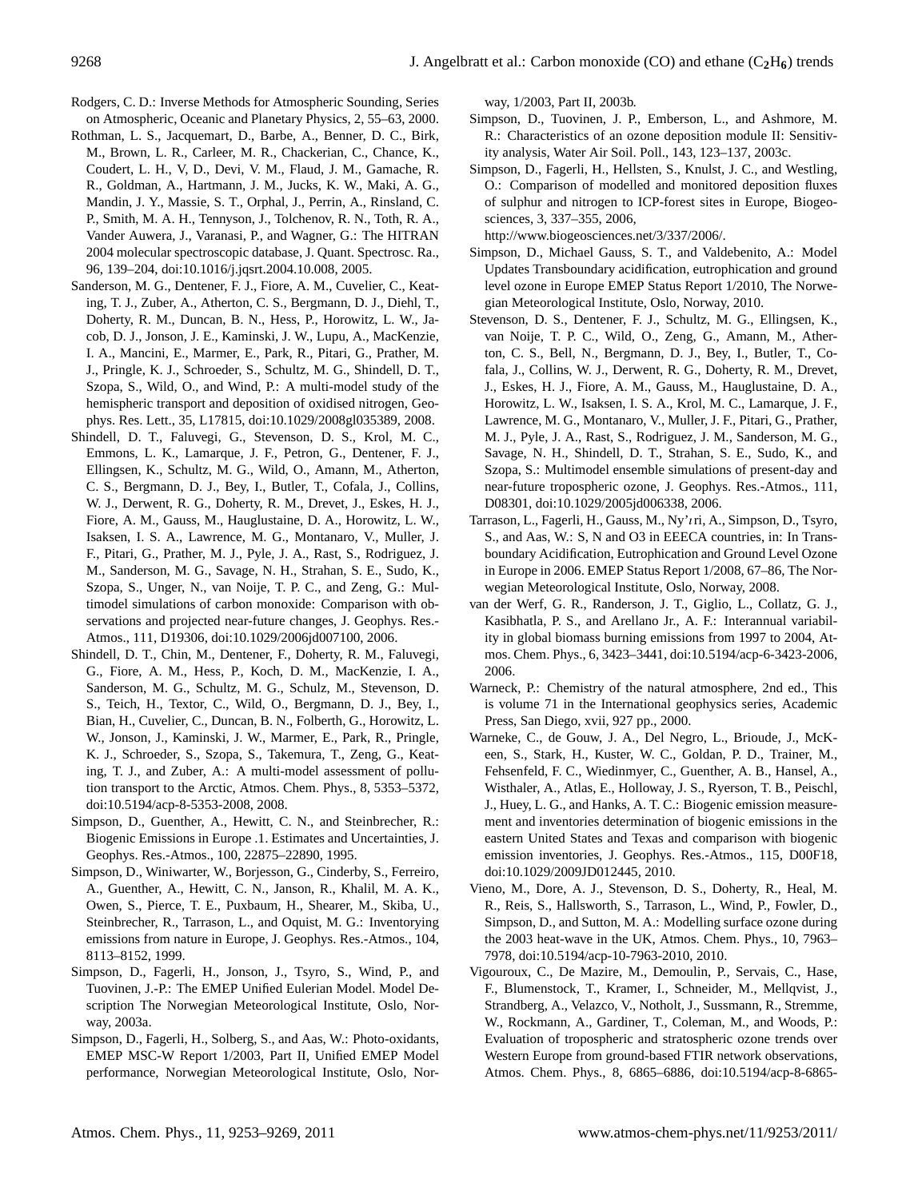Rodgers, C. D.: Inverse Methods for Atmospheric Sounding, Series on Atmospheric, Oceanic and Planetary Physics, 2, 55–63, 2000.

Rothman, L. S., Jacquemart, D., Barbe, A., Benner, D. C., Birk, M., Brown, L. R., Carleer, M. R., Chackerian, C., Chance, K., Coudert, L. H., V, D., Devi, V. M., Flaud, J. M., Gamache, R. R., Goldman, A., Hartmann, J. M., Jucks, K. W., Maki, A. G., Mandin, J. Y., Massie, S. T., Orphal, J., Perrin, A., Rinsland, C. P., Smith, M. A. H., Tennyson, J., Tolchenov, R. N., Toth, R. A., Vander Auwera, J., Varanasi, P., and Wagner, G.: The HITRAN 2004 molecular spectroscopic database, J. Quant. Spectrosc. Ra., 96, 139–204, doi:10.1016/j.jqsrt.2004.10.008, 2005.

Sanderson, M. G., Dentener, F. J., Fiore, A. M., Cuvelier, C., Keating, T. J., Zuber, A., Atherton, C. S., Bergmann, D. J., Diehl, T., Doherty, R. M., Duncan, B. N., Hess, P., Horowitz, L. W., Jacob, D. J., Jonson, J. E., Kaminski, J. W., Lupu, A., MacKenzie, I. A., Mancini, E., Marmer, E., Park, R., Pitari, G., Prather, M. J., Pringle, K. J., Schroeder, S., Schultz, M. G., Shindell, D. T., Szopa, S., Wild, O., and Wind, P.: A multi-model study of the hemispheric transport and deposition of oxidised nitrogen, Geophys. Res. Lett., 35, L17815, doi:10.1029/2008gl035389, 2008.

Shindell, D. T., Faluvegi, G., Stevenson, D. S., Krol, M. C., Emmons, L. K., Lamarque, J. F., Petron, G., Dentener, F. J., Ellingsen, K., Schultz, M. G., Wild, O., Amann, M., Atherton, C. S., Bergmann, D. J., Bey, I., Butler, T., Cofala, J., Collins, W. J., Derwent, R. G., Doherty, R. M., Drevet, J., Eskes, H. J., Fiore, A. M., Gauss, M., Hauglustaine, D. A., Horowitz, L. W., Isaksen, I. S. A., Lawrence, M. G., Montanaro, V., Muller, J. F., Pitari, G., Prather, M. J., Pyle, J. A., Rast, S., Rodriguez, J. M., Sanderson, M. G., Savage, N. H., Strahan, S. E., Sudo, K., Szopa, S., Unger, N., van Noije, T. P. C., and Zeng, G.: Multimodel simulations of carbon monoxide: Comparison with observations and projected near-future changes, J. Geophys. Res.-Atmos., 111, D19306, doi:10.1029/2006jd007100, 2006.

Shindell, D. T., Chin, M., Dentener, F., Doherty, R. M., Faluvegi, G., Fiore, A. M., Hess, P., Koch, D. M., MacKenzie, I. A., Sanderson, M. G., Schultz, M. G., Schulz, M., Stevenson, D. S., Teich, H., Textor, C., Wild, O., Bergmann, D. J., Bey, I., Bian, H., Cuvelier, C., Duncan, B. N., Folberth, G., Horowitz, L. W., Jonson, J., Kaminski, J. W., Marmer, E., Park, R., Pringle, K. J., Schroeder, S., Szopa, S., Takemura, T., Zeng, G., Keating, T. J., and Zuber, A.: A multi-model assessment of pollution transport to the Arctic, Atmos. Chem. Phys., 8, 5353–5372, doi:10.5194/acp-8-5353-2008, 2008.

Simpson, D., Guenther, A., Hewitt, C. N., and Steinbrecher, R.: Biogenic Emissions in Europe .1. Estimates and Uncertainties, J. Geophys. Res.-Atmos., 100, 22875–22890, 1995.

Simpson, D., Winiwarter, W., Borjesson, G., Cinderby, S., Ferreiro, A., Guenther, A., Hewitt, C. N., Janson, R., Khalil, M. A. K., Owen, S., Pierce, T. E., Puxbaum, H., Shearer, M., Skiba, U., Steinbrecher, R., Tarrason, L., and Oquist, M. G.: Inventorying emissions from nature in Europe, J. Geophys. Res.-Atmos., 104, 8113–8152, 1999.

Simpson, D., Fagerli, H., Jonson, J., Tsyro, S., Wind, P., and Tuovinen, J.-P.: The EMEP Unified Eulerian Model. Model Description The Norwegian Meteorological Institute, Oslo, Norway, 2003a.

Simpson, D., Fagerli, H., Solberg, S., and Aas, W.: Photo-oxidants, EMEP MSC-W Report 1/2003, Part II, Unified EMEP Model performance, Norwegian Meteorological Institute, Oslo, Norway, 1/2003, Part II, 2003b.

Simpson, D., Tuovinen, J. P., Emberson, L., and Ashmore, M. R.: Characteristics of an ozone deposition module II: Sensitivity analysis, Water Air Soil. Poll., 143, 123–137, 2003c.

Simpson, D., Fagerli, H., Hellsten, S., Knulst, J. C., and Westling, O.: Comparison of modelled and monitored deposition fluxes of sulphur and nitrogen to ICP-forest sites in Europe, Biogeosciences, 3, 337–355, 2006, http://www.biogeosciences.net/3/337/2006/.

Simpson, D., Michael Gauss, S. T., and Valdebenito, A.: Model Updates Transboundary acidification, eutrophication and ground level ozone in Europe EMEP Status Report 1/2010, The Norwegian Meteorological Institute, Oslo, Norway, 2010.

Stevenson, D. S., Dentener, F. J., Schultz, M. G., Ellingsen, K., van Noije, T. P. C., Wild, O., Zeng, G., Amann, M., Atherton, C. S., Bell, N., Bergmann, D. J., Bey, I., Butler, T., Cofala, J., Collins, W. J., Derwent, R. G., Doherty, R. M., Drevet, J., Eskes, H. J., Fiore, A. M., Gauss, M., Hauglustaine, D. A., Horowitz, L. W., Isaksen, I. S. A., Krol, M. C., Lamarque, J. F., Lawrence, M. G., Montanaro, V., Muller, J. F., Pitari, G., Prather, M. J., Pyle, J. A., Rast, S., Rodriguez, J. M., Sanderson, M. G., Savage, N. H., Shindell, D. T., Strahan, S. E., Sudo, K., and Szopa, S.: Multimodel ensemble simulations of present-day and near-future tropospheric ozone, J. Geophys. Res.-Atmos., 111, D08301, doi:10.1029/2005jd006338, 2006.

Tarrason, L., Fagerli, H., Gauss, M., Ny'ıri, A., Simpson, D., Tsyro, S., and Aas, W.: S, N and O3 in EEECA countries, in: In Transboundary Acidification, Eutrophication and Ground Level Ozone in Europe in 2006. EMEP Status Report 1/2008, 67–86, The Norwegian Meteorological Institute, Oslo, Norway, 2008.

van der Werf, G. R., Randerson, J. T., Giglio, L., Collatz, G. J., Kasibhatla, P. S., and Arellano Jr., A. F.: Interannual variability in global biomass burning emissions from 1997 to 2004, Atmos. Chem. Phys., 6, 3423–3441, doi:10.5194/acp-6-3423-2006, 2006.

Warneck, P.: Chemistry of the natural atmosphere, 2nd ed., This is volume 71 in the International geophysics series, Academic Press, San Diego, xvii, 927 pp., 2000.

Warneke, C., de Gouw, J. A., Del Negro, L., Brioude, J., McKeen, S., Stark, H., Kuster, W. C., Goldan, P. D., Trainer, M., Fehsenfeld, F. C., Wiedinmyer, C., Guenther, A. B., Hansel, A., Wisthaler, A., Atlas, E., Holloway, J. S., Ryerson, T. B., Peischl, J., Huey, L. G., and Hanks, A. T. C.: Biogenic emission measurement and inventories determination of biogenic emissions in the eastern United States and Texas and comparison with biogenic emission inventories, J. Geophys. Res.-Atmos., 115, D00F18, doi:10.1029/2009JD012445, 2010.

Vieno, M., Dore, A. J., Stevenson, D. S., Doherty, R., Heal, M. R., Reis, S., Hallsworth, S., Tarrason, L., Wind, P., Fowler, D., Simpson, D., and Sutton, M. A.: Modelling surface ozone during the 2003 heat-wave in the UK, Atmos. Chem. Phys., 10, 7963–7978, doi:10.5194/acp-10-7963-2010, 2010.

Vigouroux, C., De Mazire, M., Demoulin, P., Servais, C., Hase, F., Blumenstock, T., Kramer, I., Schneider, M., Mellqvist, J., Strandberg, A., Velazco, V., Notholt, J., Sussmann, R., Stremme, W., Rockmann, A., Gardiner, T., Coleman, M., and Woods, P.: Evaluation of tropospheric and stratospheric ozone trends over Western Europe from ground-based FTIR network observations, Atmos. Chem. Phys., 8, 6865–6886, doi:10.5194/acp-8-6865-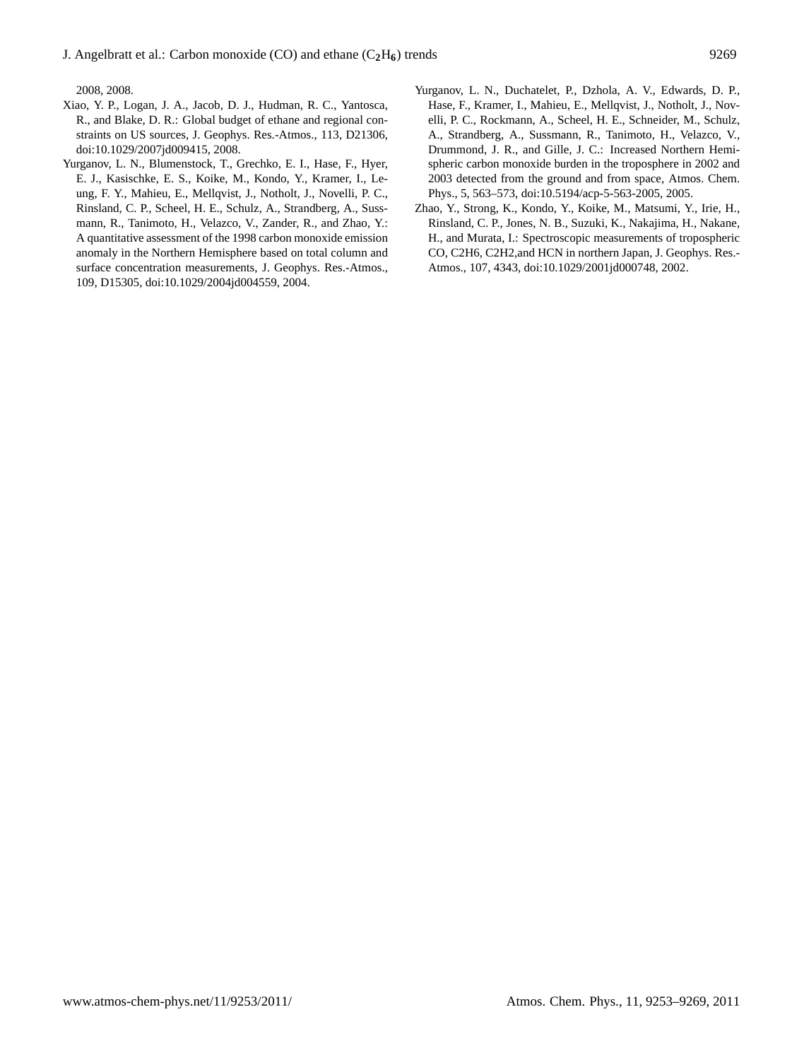2008, 2008.

Xiao, Y. P., Logan, J. A., Jacob, D. J., Hudman, R. C., Yantosca, R., and Blake, D. R.: Global budget of ethane and regional constraints on US sources, J. Geophys. Res.-Atmos., 113, D21306, doi:10.1029/2007jd009415, 2008.

Yurganov, L. N., Blumenstock, T., Grechko, E. I., Hase, F., Hyer, E. J., Kasischke, E. S., Koike, M., Kondo, Y., Kramer, I., Leung, F. Y., Mahieu, E., Mellqvist, J., Notholt, J., Novelli, P. C., Rinsland, C. P., Scheel, H. E., Schulz, A., Strandberg, A., Sussmann, R., Tanimoto, H., Velazco, V., Zander, R., and Zhao, Y.: A quantitative assessment of the 1998 carbon monoxide emission anomaly in the Northern Hemisphere based on total column and surface concentration measurements, J. Geophys. Res.-Atmos., 109, D15305, doi:10.1029/2004jd004559, 2004.

Yurganov, L. N., Duchatelet, P., Dzhola, A. V., Edwards, D. P., Hase, F., Kramer, I., Mahieu, E., Mellqvist, J., Notholt, J., Novelli, P. C., Rockmann, A., Scheel, H. E., Schneider, M., Schulz, A., Strandberg, A., Sussmann, R., Tanimoto, H., Velazco, V., Drummond, J. R., and Gille, J. C.: Increased Northern Hemispheric carbon monoxide burden in the troposphere in 2002 and 2003 detected from the ground and from space, Atmos. Chem. Phys., 5, 563–573, doi:10.5194/acp-5-563-2005, 2005.

Zhao, Y., Strong, K., Kondo, Y., Koike, M., Matsumi, Y., Irie, H., Rinsland, C. P., Jones, N. B., Suzuki, K., Nakajima, H., Nakane, H., and Murata, I.: Spectroscopic measurements of tropospheric CO, C2H6, C2H2,and HCN in northern Japan, J. Geophys. Res.-Atmos., 107, 4343, doi:10.1029/2001jd000748, 2002.